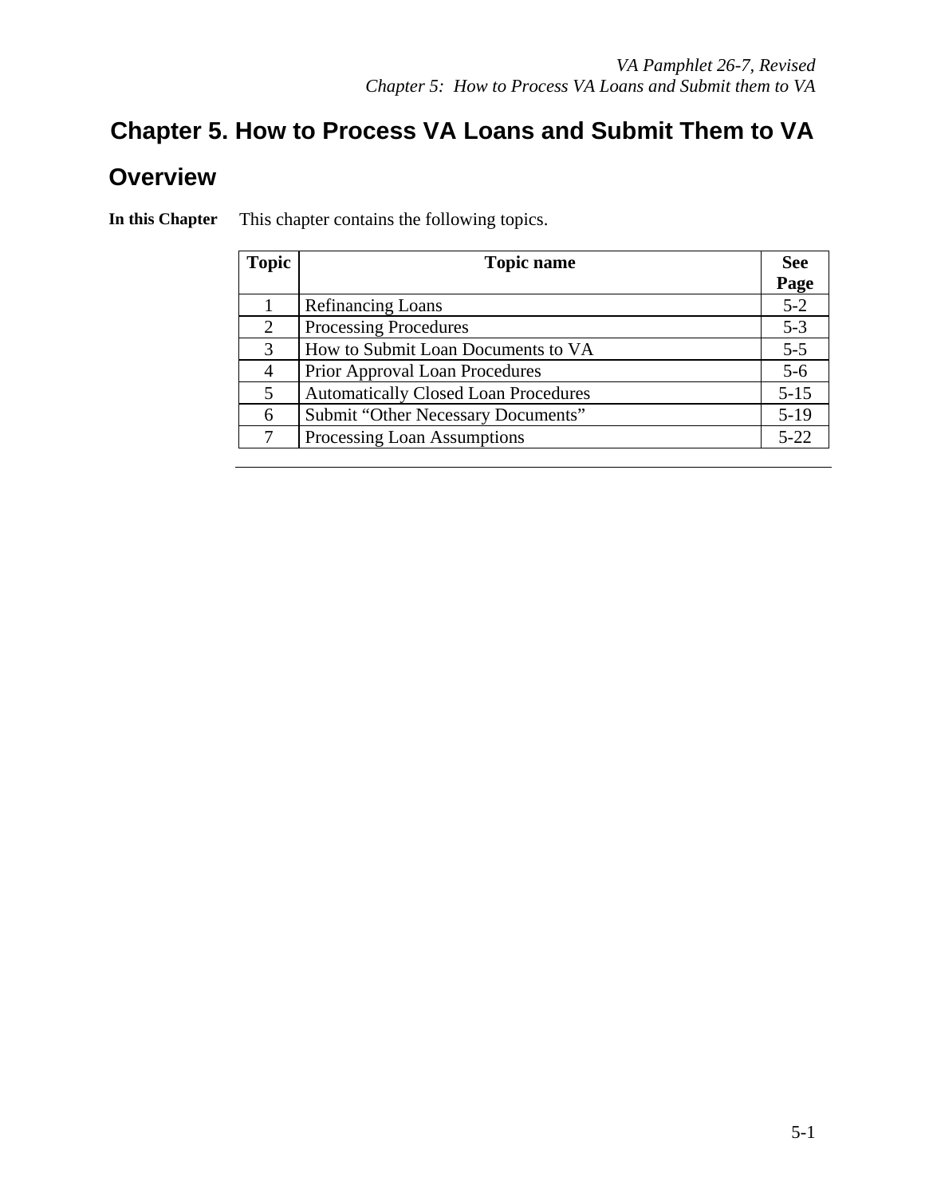# Chapter 5. How to Process VA Loans and Submit Them to VA

## Overview

**In this Chapter**

This chapter contains the following topics.

| Topic | Topic name | See Page |
|---|---|---|
| 1 | Refinancing Loans | 5-2 |
| 2 | Processing Procedures | 5-3 |
| 3 | How to Submit Loan Documents to VA | 5-5 |
| 4 | Prior Approval Loan Procedures | 5-6 |
| 5 | Automatically Closed Loan Procedures | 5-15 |
| 6 | Submit "Other Necessary Documents" | 5-19 |
| 7 | Processing Loan Assumptions | 5-22 |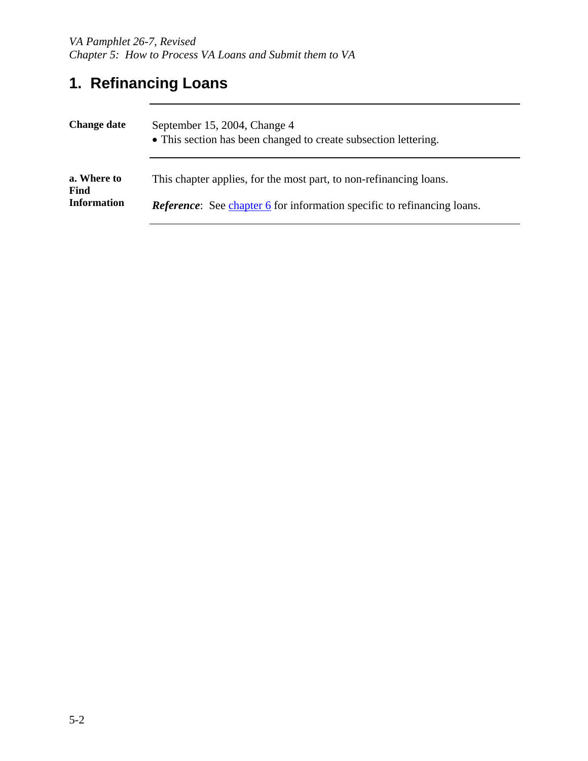# 1. Refinancing Loans

| | |
|---|---|
| **Change date** | September 15, 2004, Change 4<br>• This section has been changed to create subsection lettering. |
| **a. Where to Find Information** | This chapter applies, for the most part, to non-refinancing loans.<br><br>***Reference***: See chapter 6 for information specific to refinancing loans. |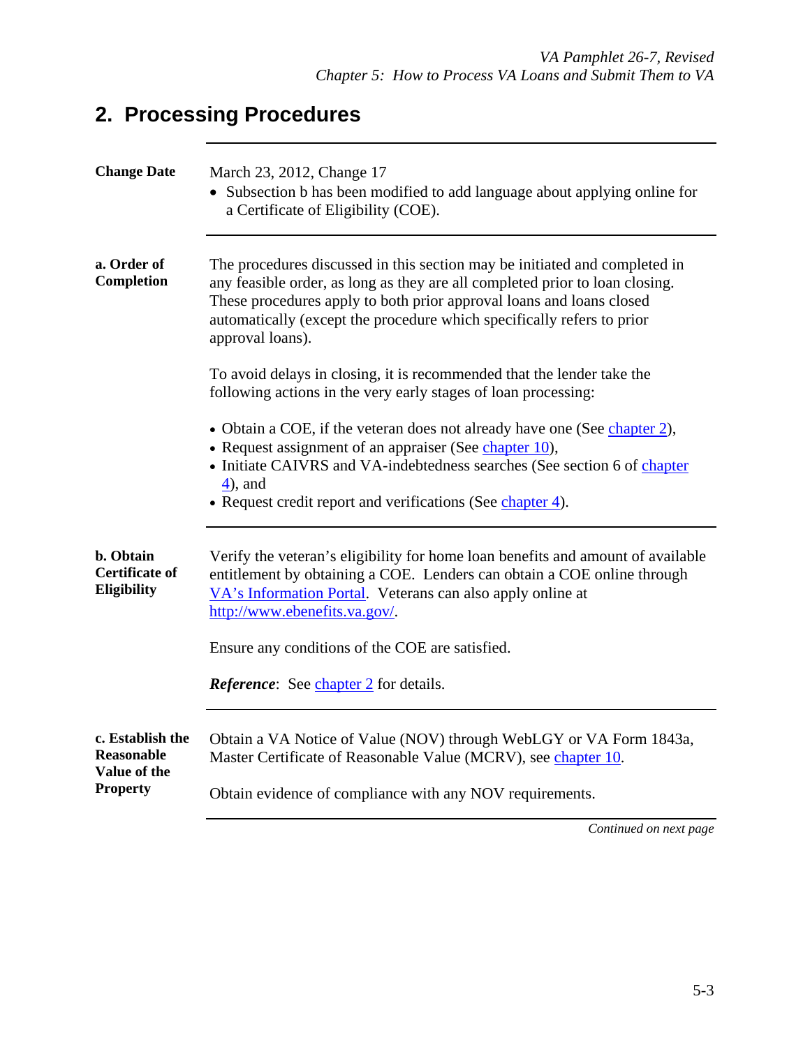## 2. Processing Procedures

**Change Date**

March 23, 2012, Change 17

- Subsection b has been modified to add language about applying online for a Certificate of Eligibility (COE).

**a. Order of Completion**

The procedures discussed in this section may be initiated and completed in any feasible order, as long as they are all completed prior to loan closing. These procedures apply to both prior approval loans and loans closed automatically (except the procedure which specifically refers to prior approval loans).

To avoid delays in closing, it is recommended that the lender take the following actions in the very early stages of loan processing:

- Obtain a COE, if the veteran does not already have one (See chapter 2),
- Request assignment of an appraiser (See chapter 10),
- Initiate CAIVRS and VA-indebtedness searches (See section 6 of chapter 4), and
- Request credit report and verifications (See chapter 4).

**b. Obtain Certificate of Eligibility**

Verify the veteran's eligibility for home loan benefits and amount of available entitlement by obtaining a COE. Lenders can obtain a COE online through VA's Information Portal. Veterans can also apply online at http://www.ebenefits.va.gov/.

Ensure any conditions of the COE are satisfied.

***Reference***: See chapter 2 for details.

**c. Establish the Reasonable Value of the Property**

Obtain a VA Notice of Value (NOV) through WebLGY or VA Form 1843a, Master Certificate of Reasonable Value (MCRV), see chapter 10.

Obtain evidence of compliance with any NOV requirements.

*Continued on next page*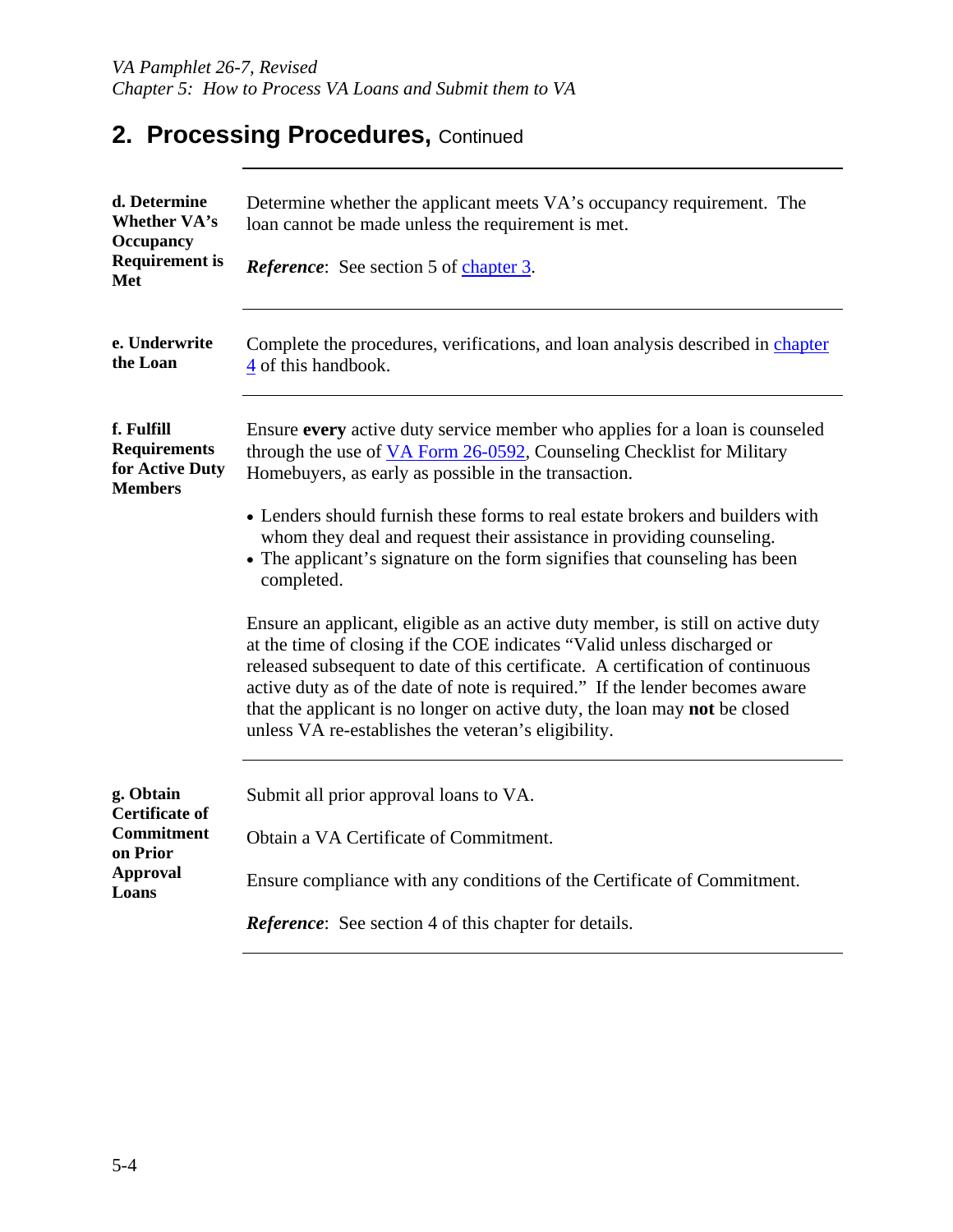## 2. Processing Procedures, Continued

**d. Determine Whether VA's Occupancy Requirement is Met**

Determine whether the applicant meets VA's occupancy requirement. The loan cannot be made unless the requirement is met.

***Reference***: See section 5 of chapter 3.

---

**e. Underwrite the Loan**

Complete the procedures, verifications, and loan analysis described in chapter 4 of this handbook.

---

**f. Fulfill Requirements for Active Duty Members**

Ensure **every** active duty service member who applies for a loan is counseled through the use of VA Form 26-0592, Counseling Checklist for Military Homebuyers, as early as possible in the transaction.

- Lenders should furnish these forms to real estate brokers and builders with whom they deal and request their assistance in providing counseling.
- The applicant's signature on the form signifies that counseling has been completed.

Ensure an applicant, eligible as an active duty member, is still on active duty at the time of closing if the COE indicates "Valid unless discharged or released subsequent to date of this certificate. A certification of continuous active duty as of the date of note is required." If the lender becomes aware that the applicant is no longer on active duty, the loan may **not** be closed unless VA re-establishes the veteran's eligibility.

---

**g. Obtain Certificate of Commitment on Prior Approval Loans**

Submit all prior approval loans to VA.

Obtain a VA Certificate of Commitment.

Ensure compliance with any conditions of the Certificate of Commitment.

***Reference***: See section 4 of this chapter for details.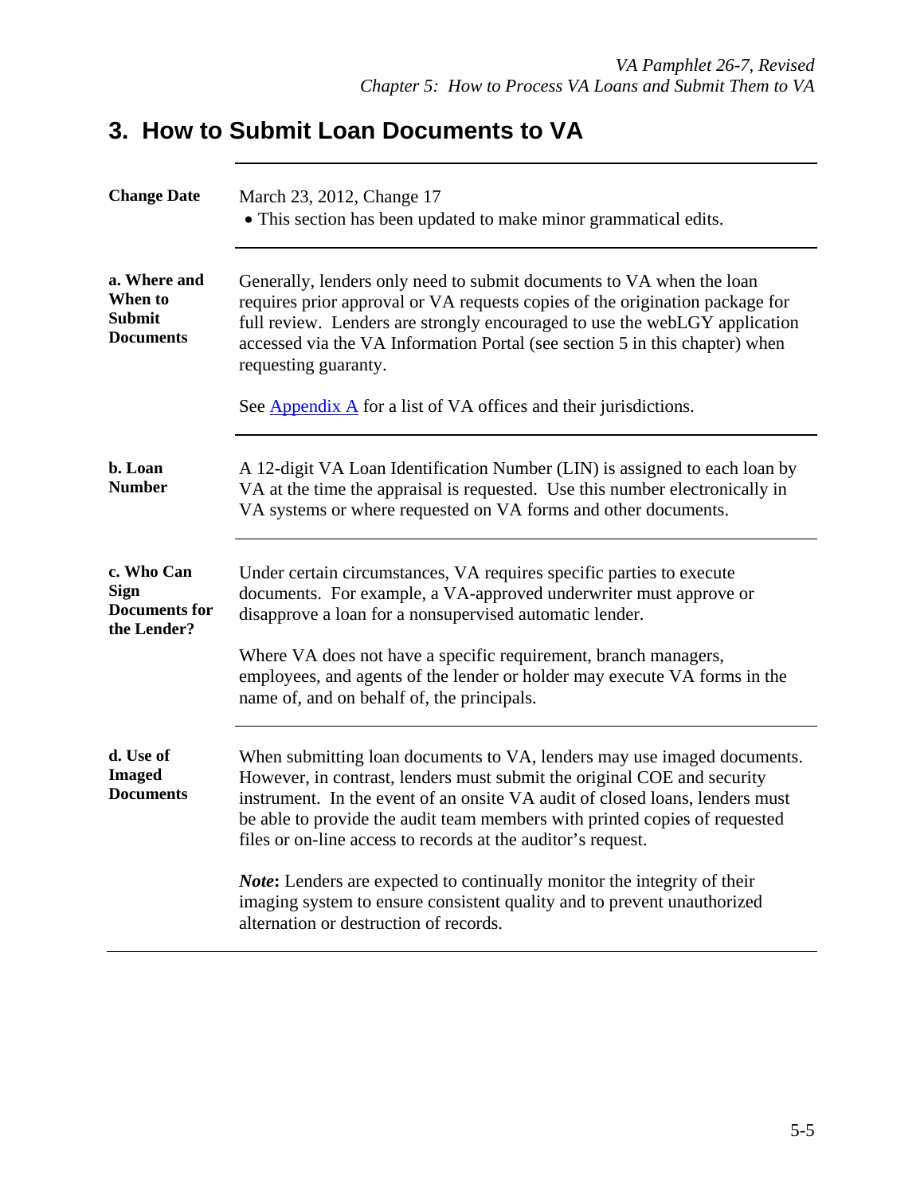## 3. How to Submit Loan Documents to VA

**Change Date**

March 23, 2012, Change 17

- This section has been updated to make minor grammatical edits.

**a. Where and When to Submit Documents**

Generally, lenders only need to submit documents to VA when the loan requires prior approval or VA requests copies of the origination package for full review. Lenders are strongly encouraged to use the webLGY application accessed via the VA Information Portal (see section 5 in this chapter) when requesting guaranty.

See Appendix A for a list of VA offices and their jurisdictions.

**b. Loan Number**

A 12-digit VA Loan Identification Number (LIN) is assigned to each loan by VA at the time the appraisal is requested. Use this number electronically in VA systems or where requested on VA forms and other documents.

**c. Who Can Sign Documents for the Lender?**

Under certain circumstances, VA requires specific parties to execute documents. For example, a VA-approved underwriter must approve or disapprove a loan for a nonsupervised automatic lender.

Where VA does not have a specific requirement, branch managers, employees, and agents of the lender or holder may execute VA forms in the name of, and on behalf of, the principals.

**d. Use of Imaged Documents**

When submitting loan documents to VA, lenders may use imaged documents. However, in contrast, lenders must submit the original COE and security instrument. In the event of an onsite VA audit of closed loans, lenders must be able to provide the audit team members with printed copies of requested files or on-line access to records at the auditor's request.

***Note*:** Lenders are expected to continually monitor the integrity of their imaging system to ensure consistent quality and to prevent unauthorized alternation or destruction of records.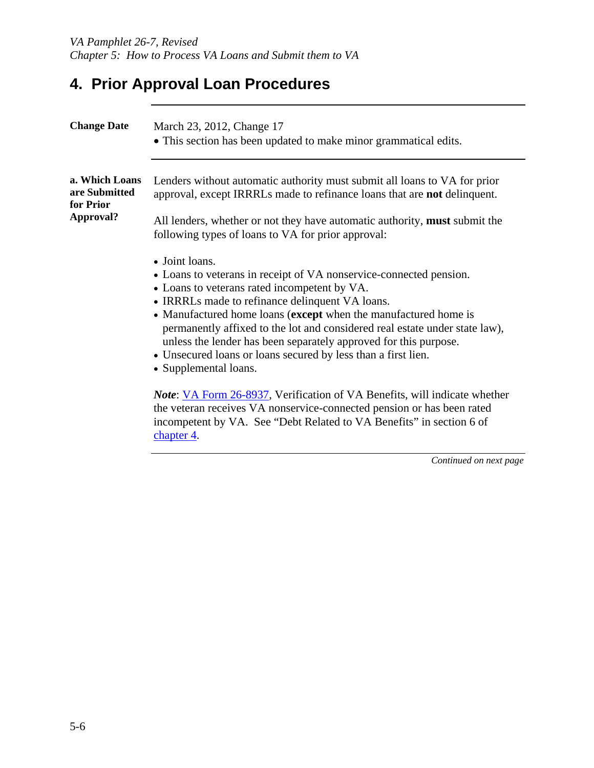# 4. Prior Approval Loan Procedures

**Change Date**

March 23, 2012, Change 17

- This section has been updated to make minor grammatical edits.

**a. Which Loans are Submitted for Prior Approval?**

Lenders without automatic authority must submit all loans to VA for prior approval, except IRRRLs made to refinance loans that are **not** delinquent.

All lenders, whether or not they have automatic authority, **must** submit the following types of loans to VA for prior approval:

- Joint loans.
- Loans to veterans in receipt of VA nonservice-connected pension.
- Loans to veterans rated incompetent by VA.
- IRRRLs made to refinance delinquent VA loans.
- Manufactured home loans (**except** when the manufactured home is permanently affixed to the lot and considered real estate under state law), unless the lender has been separately approved for this purpose.
- Unsecured loans or loans secured by less than a first lien.
- Supplemental loans.

***Note***: VA Form 26-8937, Verification of VA Benefits, will indicate whether the veteran receives VA nonservice-connected pension or has been rated incompetent by VA. See "Debt Related to VA Benefits" in section 6 of chapter 4.

*Continued on next page*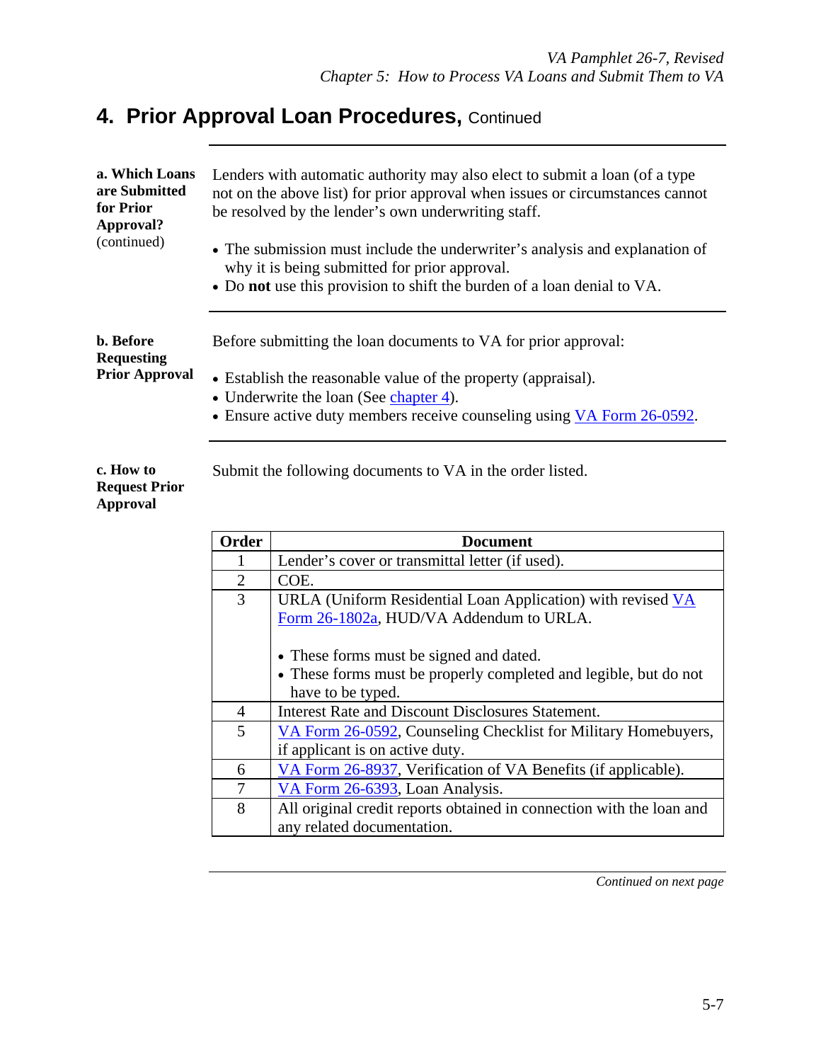# 4. Prior Approval Loan Procedures, Continued

**a. Which Loans are Submitted for Prior Approval?** (continued)

Lenders with automatic authority may also elect to submit a loan (of a type not on the above list) for prior approval when issues or circumstances cannot be resolved by the lender's own underwriting staff.

- The submission must include the underwriter's analysis and explanation of why it is being submitted for prior approval.
- Do **not** use this provision to shift the burden of a loan denial to VA.

**b. Before Requesting Prior Approval**

Before submitting the loan documents to VA for prior approval:

- Establish the reasonable value of the property (appraisal).
- Underwrite the loan (See chapter 4).
- Ensure active duty members receive counseling using VA Form 26-0592.

**c. How to Request Prior Approval**

Submit the following documents to VA in the order listed.

| Order | Document |
|---|---|
| 1 | Lender's cover or transmittal letter (if used). |
| 2 | COE. |
| 3 | URLA (Uniform Residential Loan Application) with revised VA Form 26-1802a, HUD/VA Addendum to URLA.<br><br>• These forms must be signed and dated.<br>• These forms must be properly completed and legible, but do not have to be typed. |
| 4 | Interest Rate and Discount Disclosures Statement. |
| 5 | VA Form 26-0592, Counseling Checklist for Military Homebuyers, if applicant is on active duty. |
| 6 | VA Form 26-8937, Verification of VA Benefits (if applicable). |
| 7 | VA Form 26-6393, Loan Analysis. |
| 8 | All original credit reports obtained in connection with the loan and any related documentation. |

*Continued on next page*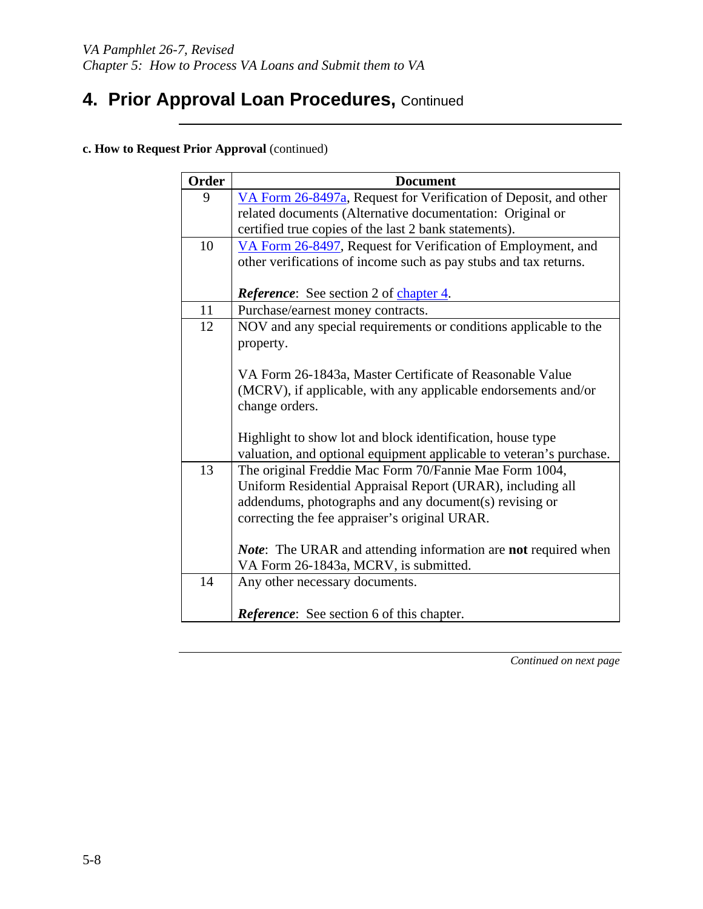# 4. Prior Approval Loan Procedures, Continued

**c. How to Request Prior Approval** (continued)

| Order | Document |
|---|---|
| 9 | VA Form 26-8497a, Request for Verification of Deposit, and other related documents (Alternative documentation: Original or certified true copies of the last 2 bank statements). |
| 10 | VA Form 26-8497, Request for Verification of Employment, and other verifications of income such as pay stubs and tax returns.<br><br>***Reference***: See section 2 of chapter 4. |
| 11 | Purchase/earnest money contracts. |
| 12 | NOV and any special requirements or conditions applicable to the property.<br><br>VA Form 26-1843a, Master Certificate of Reasonable Value (MCRV), if applicable, with any applicable endorsements and/or change orders.<br><br>Highlight to show lot and block identification, house type valuation, and optional equipment applicable to veteran's purchase. |
| 13 | The original Freddie Mac Form 70/Fannie Mae Form 1004, Uniform Residential Appraisal Report (URAR), including all addendums, photographs and any document(s) revising or correcting the fee appraiser's original URAR.<br><br>***Note***: The URAR and attending information are **not** required when VA Form 26-1843a, MCRV, is submitted. |
| 14 | Any other necessary documents.<br><br>***Reference***: See section 6 of this chapter. |

*Continued on next page*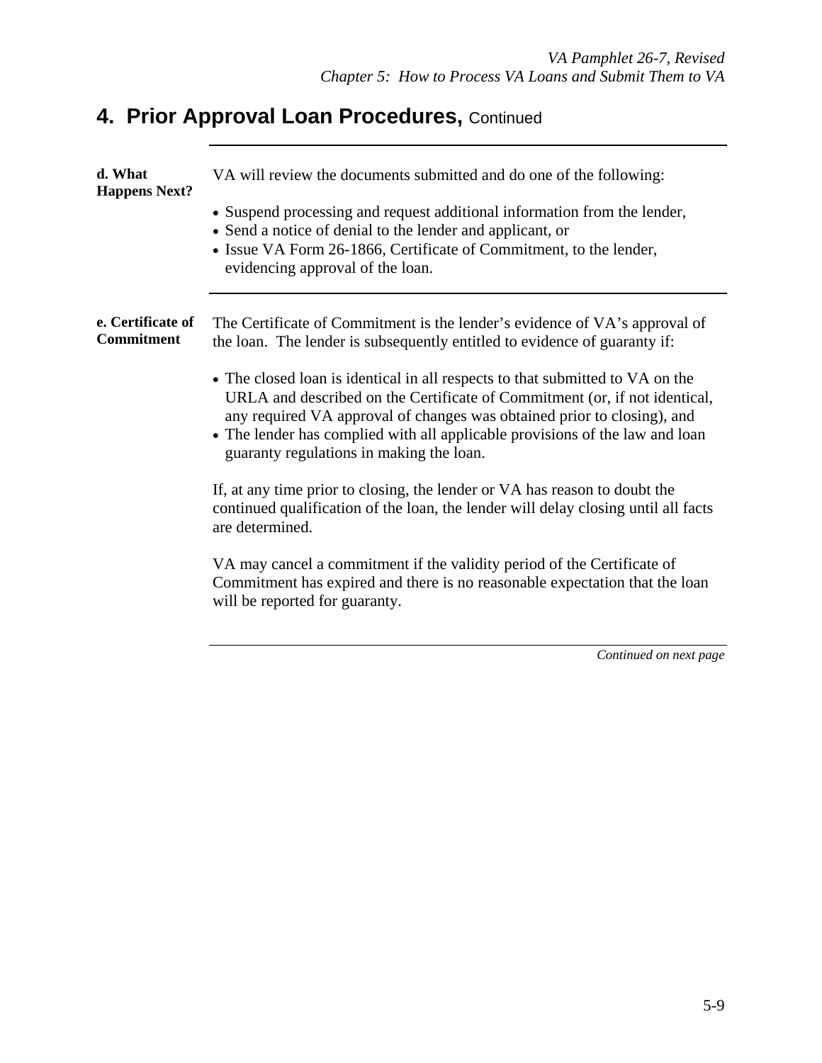## 4. Prior Approval Loan Procedures, Continued

**d. What Happens Next?**

VA will review the documents submitted and do one of the following:

- Suspend processing and request additional information from the lender,
- Send a notice of denial to the lender and applicant, or
- Issue VA Form 26-1866, Certificate of Commitment, to the lender, evidencing approval of the loan.

**e. Certificate of Commitment**

The Certificate of Commitment is the lender's evidence of VA's approval of the loan. The lender is subsequently entitled to evidence of guaranty if:

- The closed loan is identical in all respects to that submitted to VA on the URLA and described on the Certificate of Commitment (or, if not identical, any required VA approval of changes was obtained prior to closing), and
- The lender has complied with all applicable provisions of the law and loan guaranty regulations in making the loan.

If, at any time prior to closing, the lender or VA has reason to doubt the continued qualification of the loan, the lender will delay closing until all facts are determined.

VA may cancel a commitment if the validity period of the Certificate of Commitment has expired and there is no reasonable expectation that the loan will be reported for guaranty.

*Continued on next page*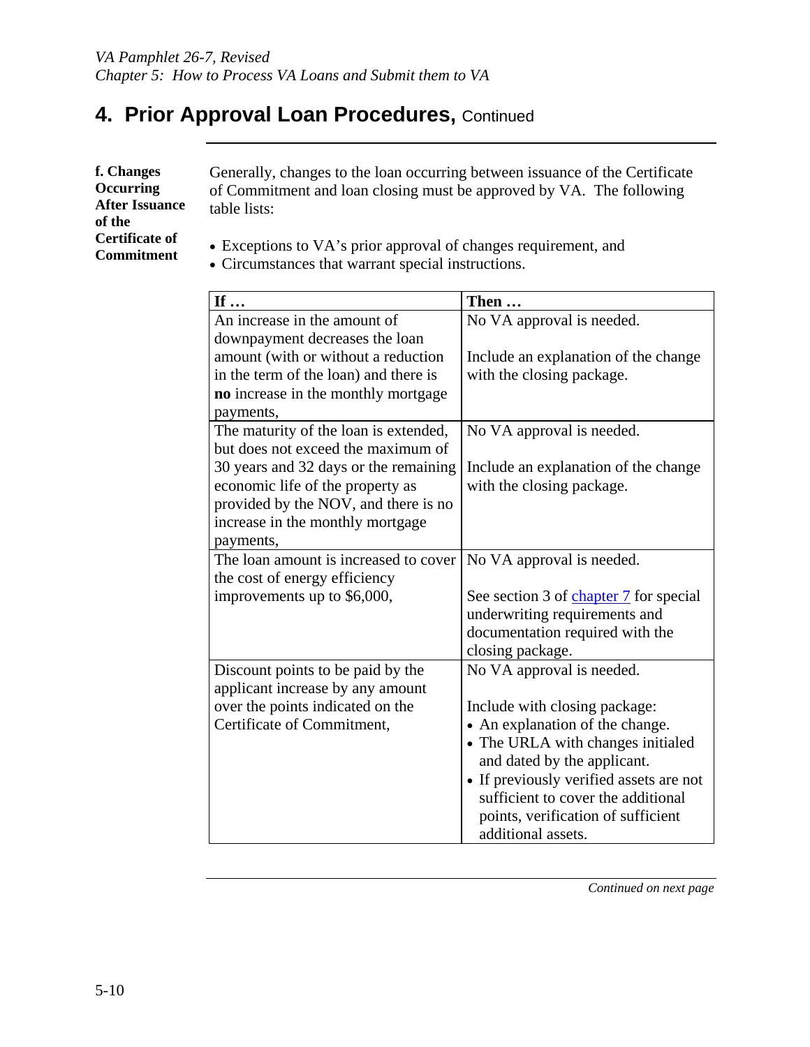## 4. Prior Approval Loan Procedures, Continued

**f. Changes Occurring After Issuance of the Certificate of Commitment**

Generally, changes to the loan occurring between issuance of the Certificate of Commitment and loan closing must be approved by VA. The following table lists:

- Exceptions to VA's prior approval of changes requirement, and
- Circumstances that warrant special instructions.

| If … | Then … |
|---|---|
| An increase in the amount of downpayment decreases the loan amount (with or without a reduction in the term of the loan) and there is **no** increase in the monthly mortgage payments, | No VA approval is needed.<br><br>Include an explanation of the change with the closing package. |
| The maturity of the loan is extended, but does not exceed the maximum of 30 years and 32 days or the remaining economic life of the property as provided by the NOV, and there is no increase in the monthly mortgage payments, | No VA approval is needed.<br><br>Include an explanation of the change with the closing package. |
| The loan amount is increased to cover the cost of energy efficiency improvements up to $6,000, | No VA approval is needed.<br><br>See section 3 of chapter 7 for special underwriting requirements and documentation required with the closing package. |
| Discount points to be paid by the applicant increase by any amount over the points indicated on the Certificate of Commitment, | No VA approval is needed.<br><br>Include with closing package:<br>• An explanation of the change.<br>• The URLA with changes initialed and dated by the applicant.<br>• If previously verified assets are not sufficient to cover the additional points, verification of sufficient additional assets. |

*Continued on next page*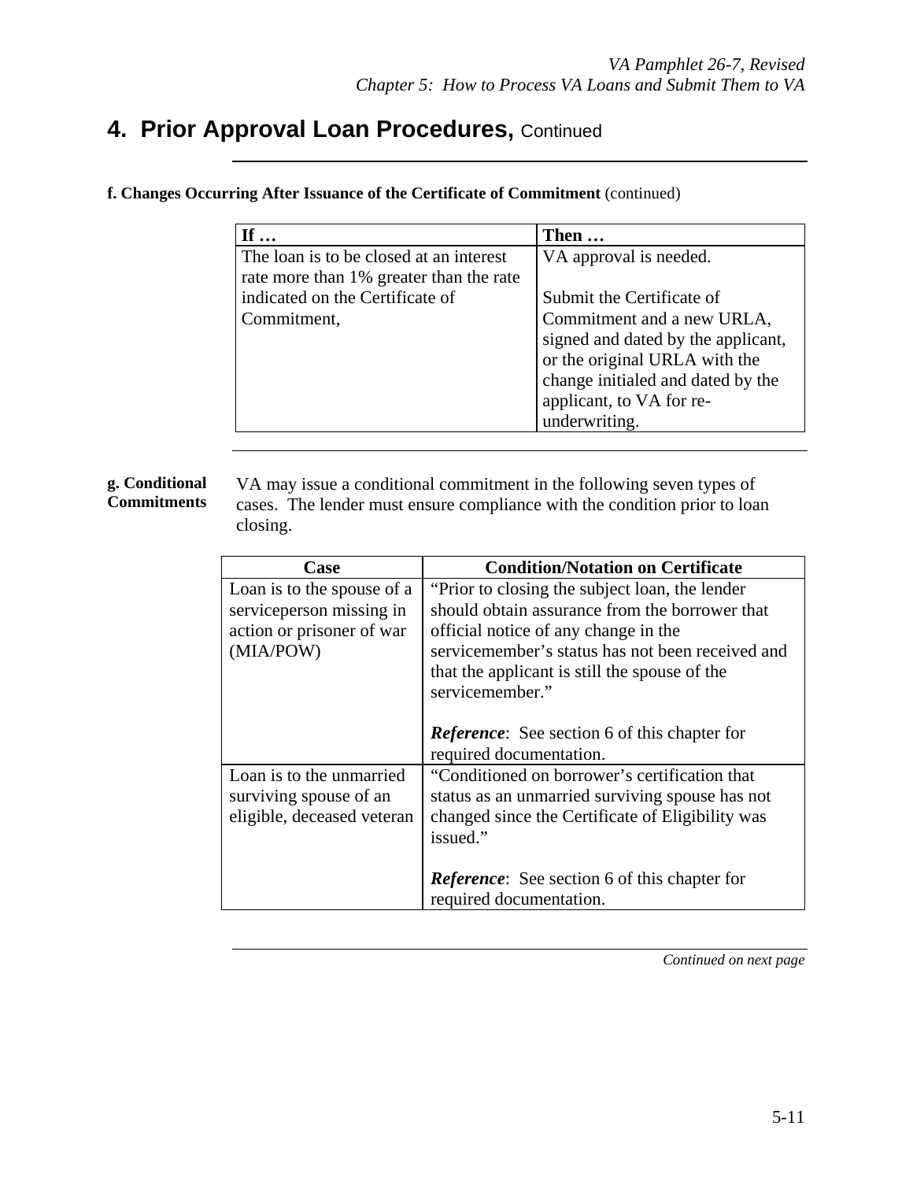# 4. Prior Approval Loan Procedures, Continued

**f. Changes Occurring After Issuance of the Certificate of Commitment** (continued)

| If … | Then … |
|---|---|
| The loan is to be closed at an interest rate more than 1% greater than the rate indicated on the Certificate of Commitment, | VA approval is needed.<br><br>Submit the Certificate of Commitment and a new URLA, signed and dated by the applicant, or the original URLA with the change initialed and dated by the applicant, to VA for re-underwriting. |

**g. Conditional Commitments**

VA may issue a conditional commitment in the following seven types of cases. The lender must ensure compliance with the condition prior to loan closing.

| Case | Condition/Notation on Certificate |
|---|---|
| Loan is to the spouse of a serviceperson missing in action or prisoner of war (MIA/POW) | "Prior to closing the subject loan, the lender should obtain assurance from the borrower that official notice of any change in the servicemember's status has not been received and that the applicant is still the spouse of the servicemember."<br><br>***Reference***: See section 6 of this chapter for required documentation. |
| Loan is to the unmarried surviving spouse of an eligible, deceased veteran | "Conditioned on borrower's certification that status as an unmarried surviving spouse has not changed since the Certificate of Eligibility was issued."<br><br>***Reference***: See section 6 of this chapter for required documentation. |

*Continued on next page*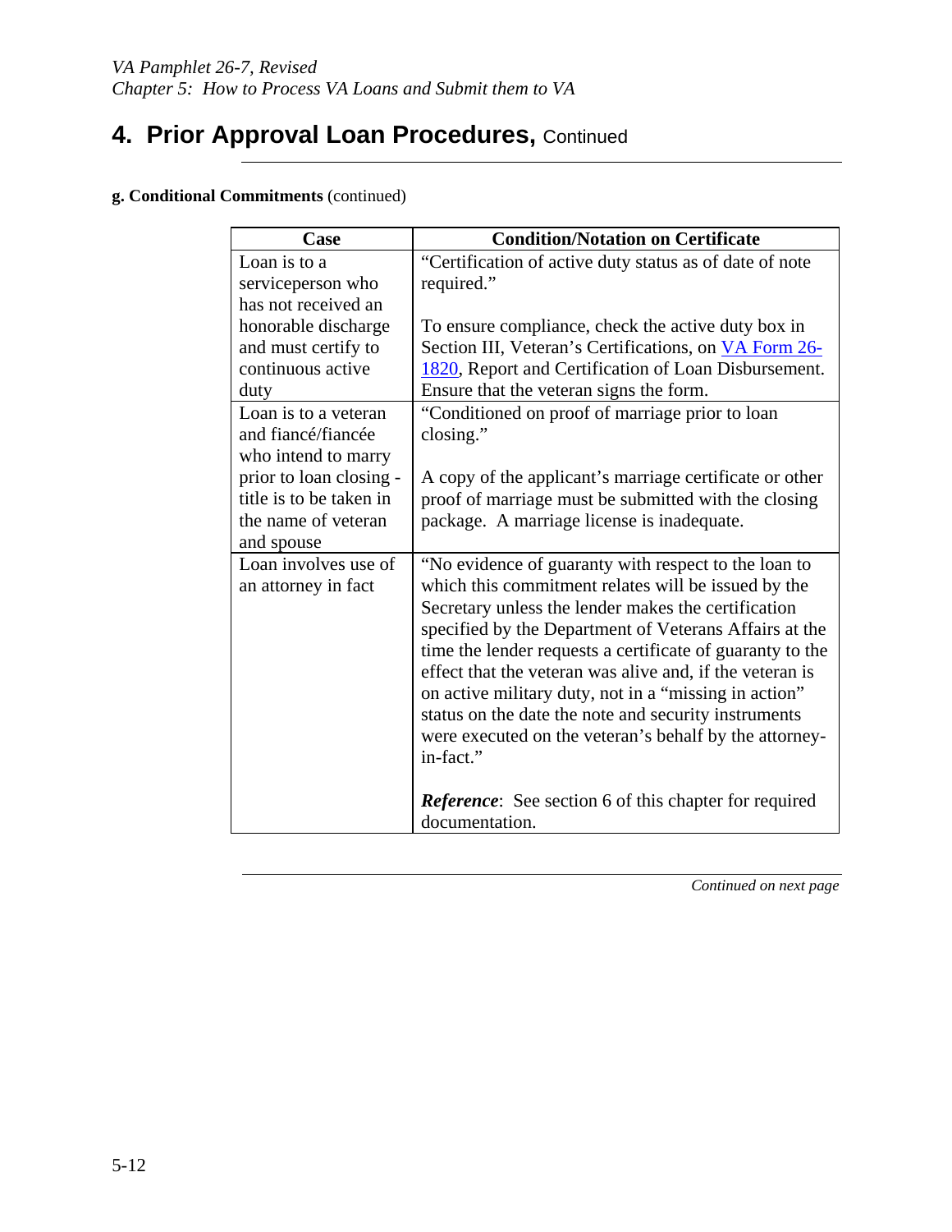## 4. Prior Approval Loan Procedures, Continued

**g. Conditional Commitments** (continued)

| Case | Condition/Notation on Certificate |
|---|---|
| Loan is to a serviceperson who has not received an honorable discharge and must certify to continuous active duty | "Certification of active duty status as of date of note required."<br><br>To ensure compliance, check the active duty box in Section III, Veteran's Certifications, on VA Form 26-1820, Report and Certification of Loan Disbursement. Ensure that the veteran signs the form. |
| Loan is to a veteran and fiancé/fiancée who intend to marry prior to loan closing - title is to be taken in the name of veteran and spouse | "Conditioned on proof of marriage prior to loan closing."<br><br>A copy of the applicant's marriage certificate or other proof of marriage must be submitted with the closing package. A marriage license is inadequate. |
| Loan involves use of an attorney in fact | "No evidence of guaranty with respect to the loan to which this commitment relates will be issued by the Secretary unless the lender makes the certification specified by the Department of Veterans Affairs at the time the lender requests a certificate of guaranty to the effect that the veteran was alive and, if the veteran is on active military duty, not in a "missing in action" status on the date the note and security instruments were executed on the veteran's behalf by the attorney-in-fact."<br><br>***Reference***: See section 6 of this chapter for required documentation. |

*Continued on next page*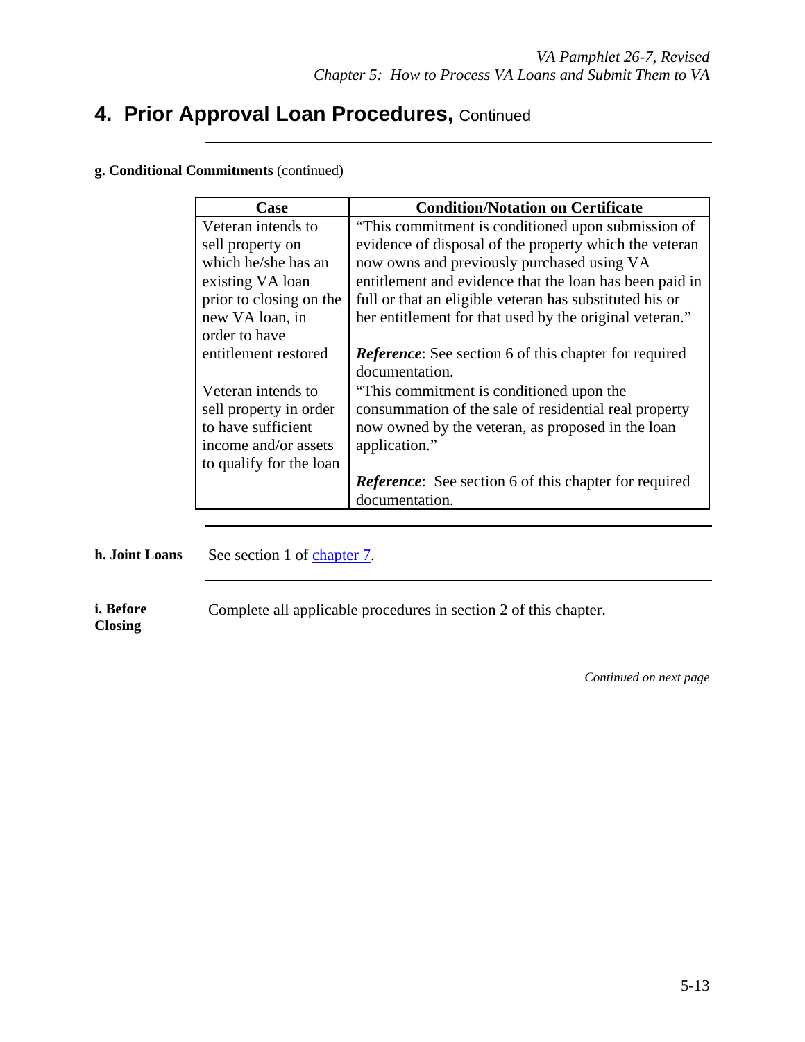## 4. Prior Approval Loan Procedures, Continued

**g. Conditional Commitments** (continued)

| Case | Condition/Notation on Certificate |
|---|---|
| Veteran intends to sell property on which he/she has an existing VA loan prior to closing on the new VA loan, in order to have entitlement restored | "This commitment is conditioned upon submission of evidence of disposal of the property which the veteran now owns and previously purchased using VA entitlement and evidence that the loan has been paid in full or that an eligible veteran has substituted his or her entitlement for that used by the original veteran." <br><br> ***Reference***: See section 6 of this chapter for required documentation. |
| Veteran intends to sell property in order to have sufficient income and/or assets to qualify for the loan | "This commitment is conditioned upon the consummation of the sale of residential real property now owned by the veteran, as proposed in the loan application." <br><br> ***Reference***: See section 6 of this chapter for required documentation. |

**h. Joint Loans**

See section 1 of chapter 7.

**i. Before Closing**

Complete all applicable procedures in section 2 of this chapter.

*Continued on next page*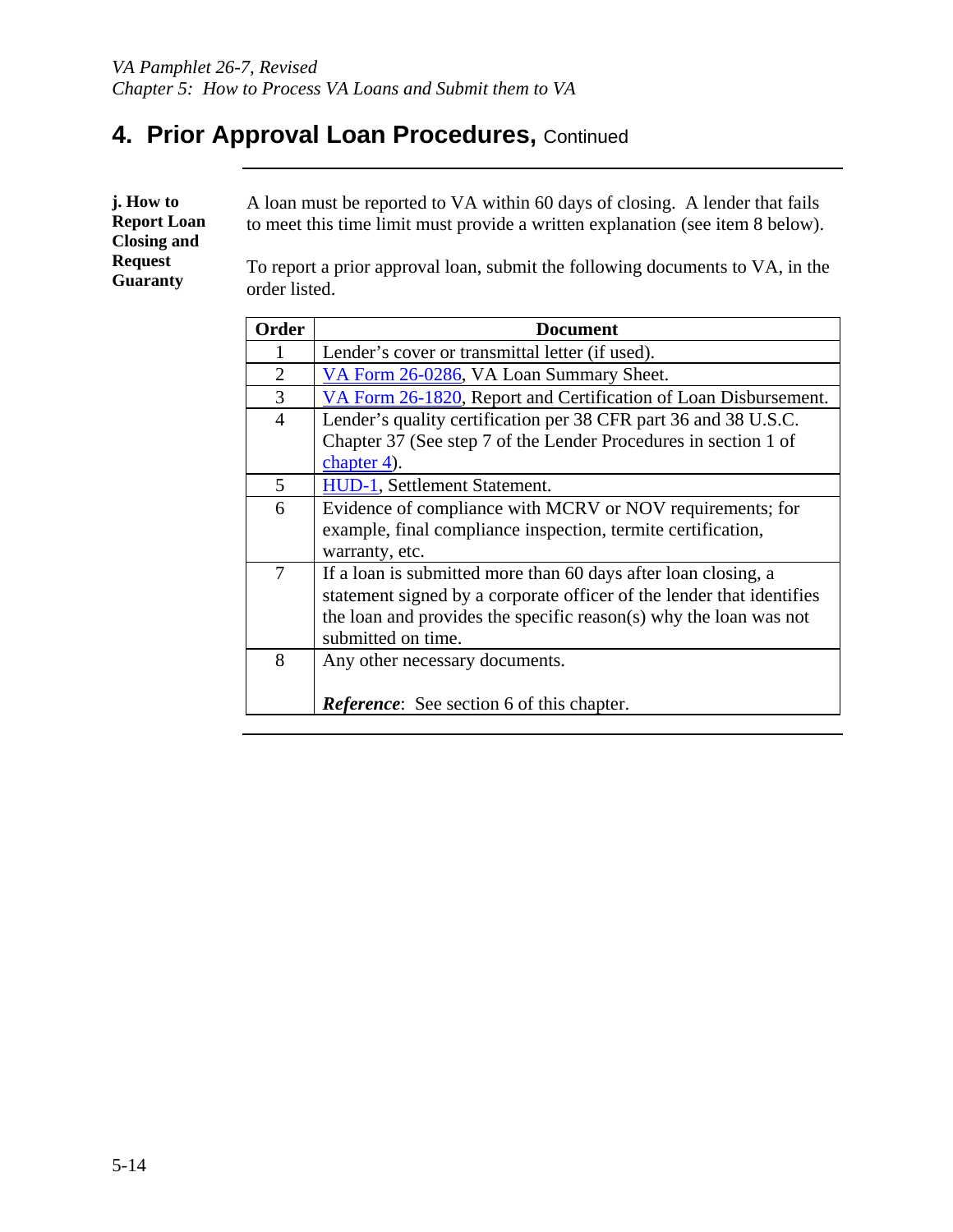## 4. Prior Approval Loan Procedures, Continued

**j. How to Report Loan Closing and Request Guaranty**

A loan must be reported to VA within 60 days of closing. A lender that fails to meet this time limit must provide a written explanation (see item 8 below).

To report a prior approval loan, submit the following documents to VA, in the order listed.

| Order | Document |
|---|---|
| 1 | Lender's cover or transmittal letter (if used). |
| 2 | VA Form 26-0286, VA Loan Summary Sheet. |
| 3 | VA Form 26-1820, Report and Certification of Loan Disbursement. |
| 4 | Lender's quality certification per 38 CFR part 36 and 38 U.S.C. Chapter 37 (See step 7 of the Lender Procedures in section 1 of chapter 4). |
| 5 | HUD-1, Settlement Statement. |
| 6 | Evidence of compliance with MCRV or NOV requirements; for example, final compliance inspection, termite certification, warranty, etc. |
| 7 | If a loan is submitted more than 60 days after loan closing, a statement signed by a corporate officer of the lender that identifies the loan and provides the specific reason(s) why the loan was not submitted on time. |
| 8 | Any other necessary documents.<br><br>***Reference***: See section 6 of this chapter. |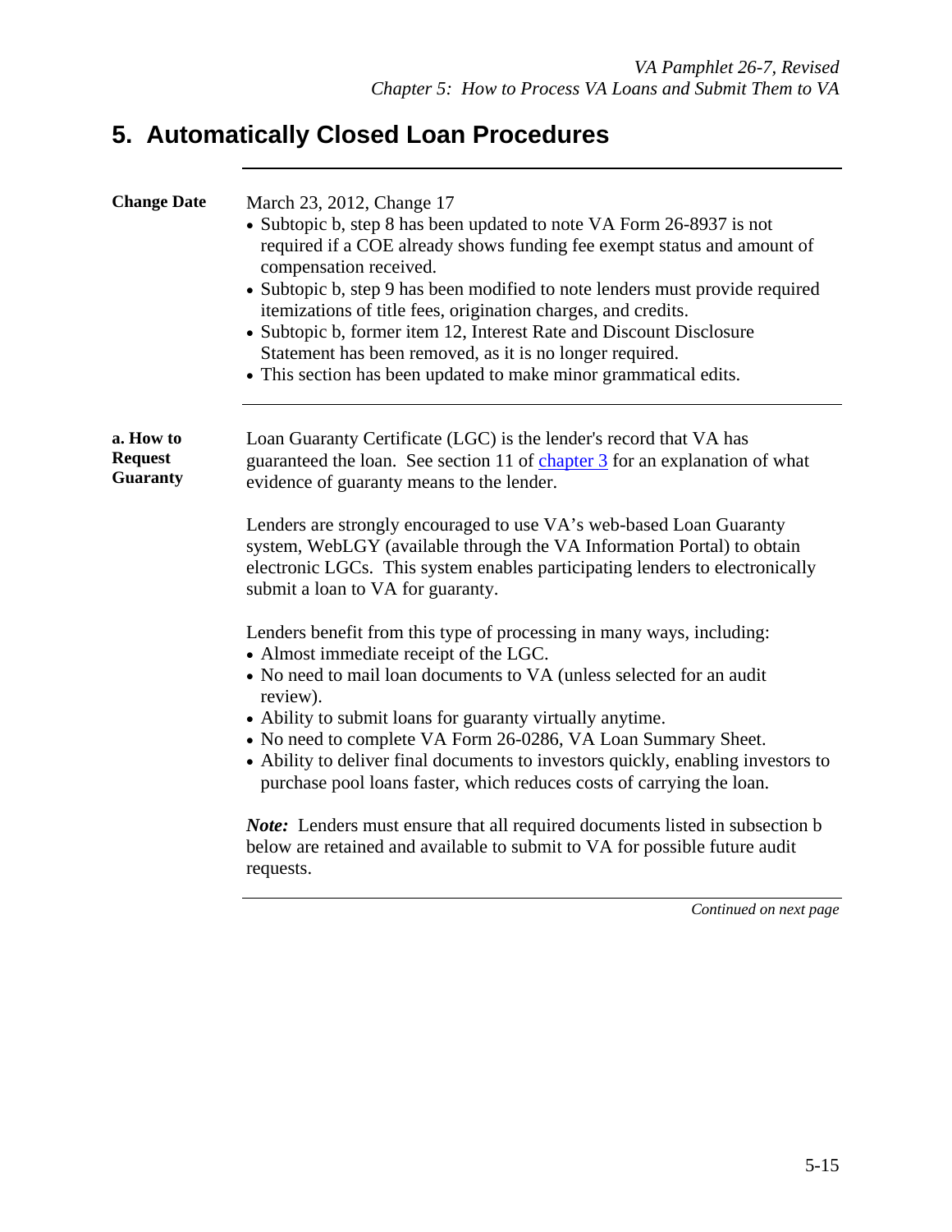# 5. Automatically Closed Loan Procedures

**Change Date**

March 23, 2012, Change 17

- Subtopic b, step 8 has been updated to note VA Form 26-8937 is not required if a COE already shows funding fee exempt status and amount of compensation received.
- Subtopic b, step 9 has been modified to note lenders must provide required itemizations of title fees, origination charges, and credits.
- Subtopic b, former item 12, Interest Rate and Discount Disclosure Statement has been removed, as it is no longer required.
- This section has been updated to make minor grammatical edits.

**a. How to Request Guaranty**

Loan Guaranty Certificate (LGC) is the lender's record that VA has guaranteed the loan. See section 11 of chapter 3 for an explanation of what evidence of guaranty means to the lender.

Lenders are strongly encouraged to use VA's web-based Loan Guaranty system, WebLGY (available through the VA Information Portal) to obtain electronic LGCs. This system enables participating lenders to electronically submit a loan to VA for guaranty.

Lenders benefit from this type of processing in many ways, including:

- Almost immediate receipt of the LGC.
- No need to mail loan documents to VA (unless selected for an audit review).
- Ability to submit loans for guaranty virtually anytime.
- No need to complete VA Form 26-0286, VA Loan Summary Sheet.
- Ability to deliver final documents to investors quickly, enabling investors to purchase pool loans faster, which reduces costs of carrying the loan.

***Note:*** Lenders must ensure that all required documents listed in subsection b below are retained and available to submit to VA for possible future audit requests.

*Continued on next page*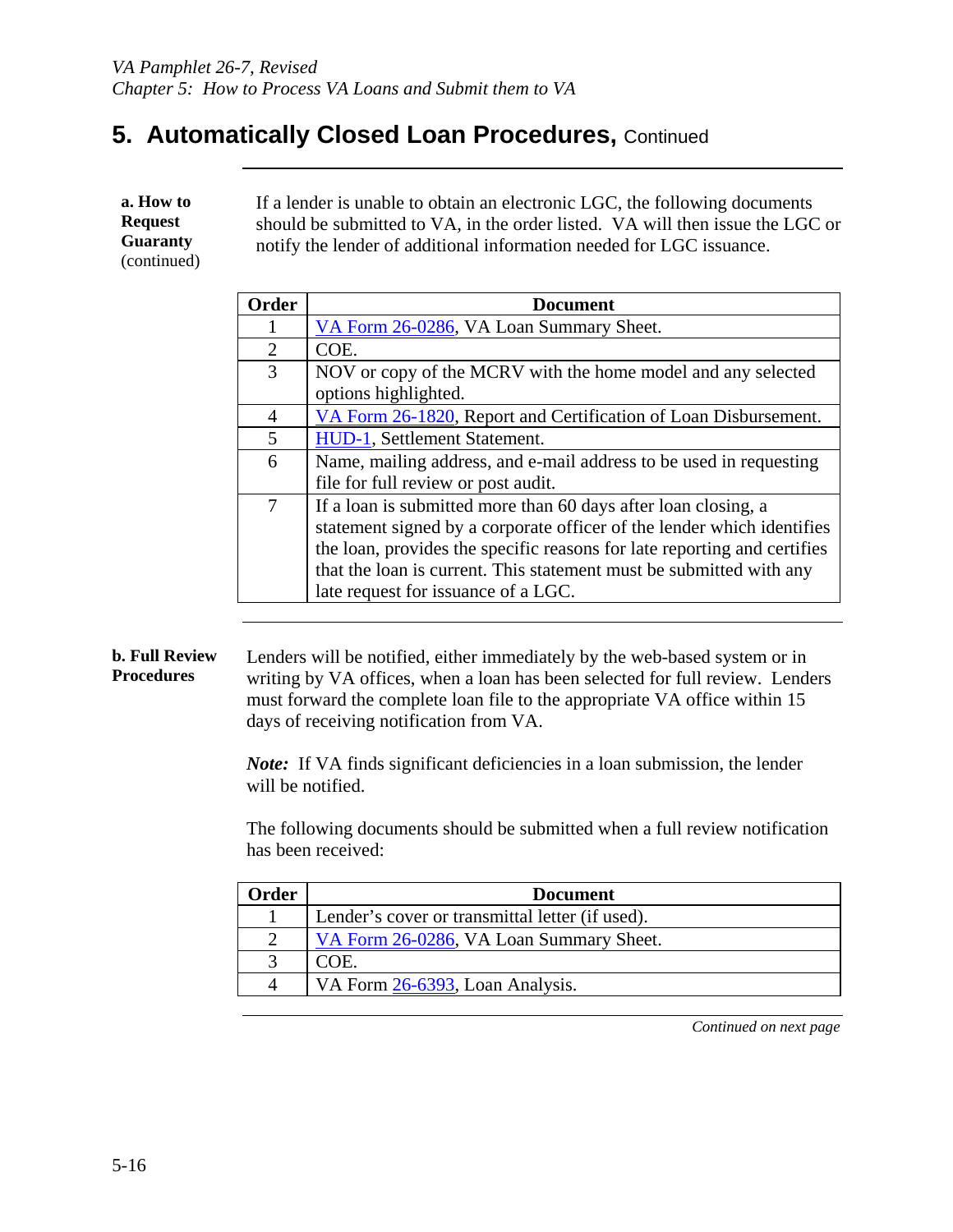## 5. Automatically Closed Loan Procedures, Continued

**a. How to Request Guaranty** (continued)

If a lender is unable to obtain an electronic LGC, the following documents should be submitted to VA, in the order listed. VA will then issue the LGC or notify the lender of additional information needed for LGC issuance.

| Order | Document |
|---|---|
| 1 | VA Form 26-0286, VA Loan Summary Sheet. |
| 2 | COE. |
| 3 | NOV or copy of the MCRV with the home model and any selected options highlighted. |
| 4 | VA Form 26-1820, Report and Certification of Loan Disbursement. |
| 5 | HUD-1, Settlement Statement. |
| 6 | Name, mailing address, and e-mail address to be used in requesting file for full review or post audit. |
| 7 | If a loan is submitted more than 60 days after loan closing, a statement signed by a corporate officer of the lender which identifies the loan, provides the specific reasons for late reporting and certifies that the loan is current. This statement must be submitted with any late request for issuance of a LGC. |

**b. Full Review Procedures**

Lenders will be notified, either immediately by the web-based system or in writing by VA offices, when a loan has been selected for full review. Lenders must forward the complete loan file to the appropriate VA office within 15 days of receiving notification from VA.

***Note:*** If VA finds significant deficiencies in a loan submission, the lender will be notified.

The following documents should be submitted when a full review notification has been received:

| Order | Document |
|---|---|
| 1 | Lender's cover or transmittal letter (if used). |
| 2 | VA Form 26-0286, VA Loan Summary Sheet. |
| 3 | COE. |
| 4 | VA Form 26-6393, Loan Analysis. |

*Continued on next page*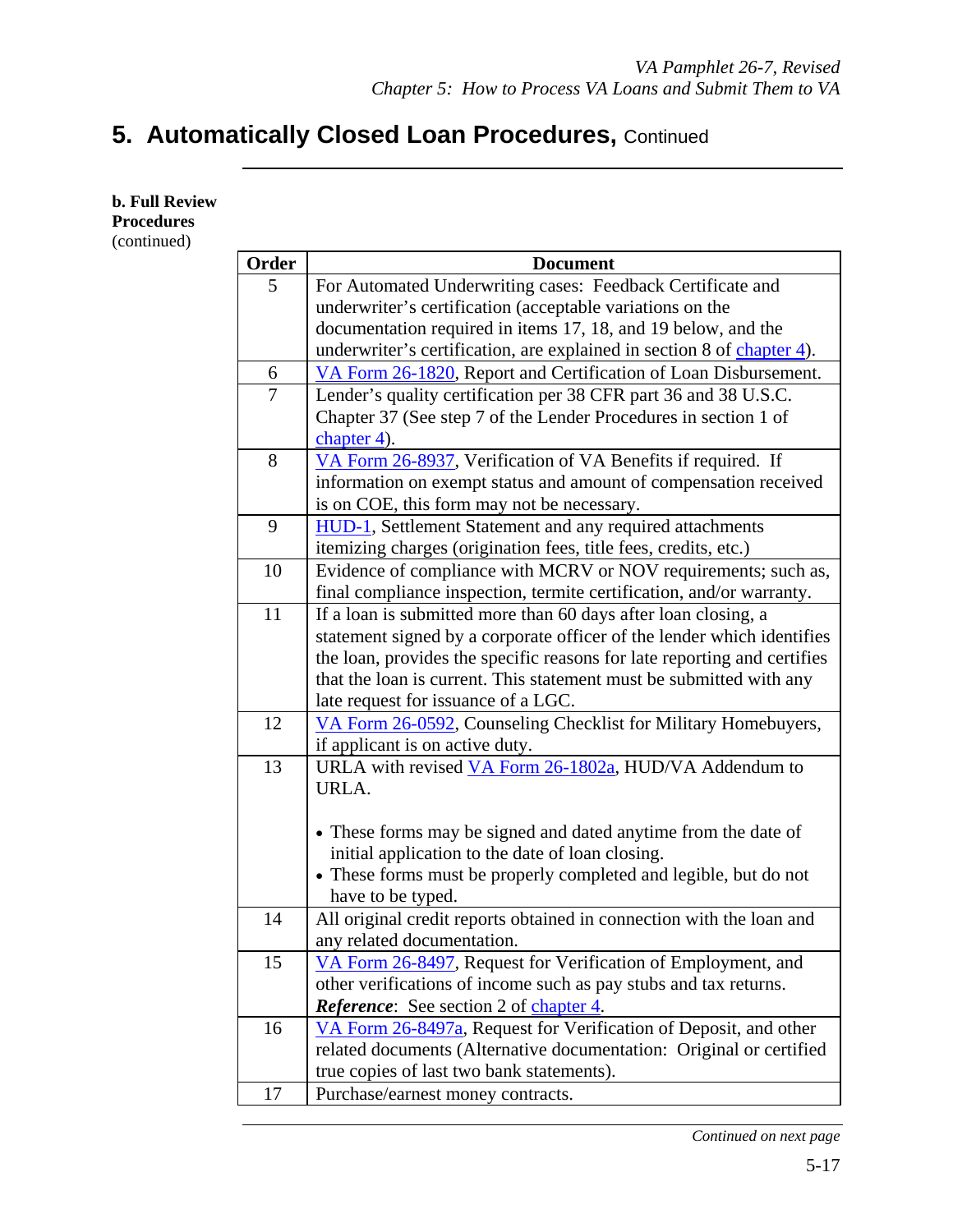# 5. Automatically Closed Loan Procedures, Continued

**b. Full Review Procedures** (continued)

| Order | Document |
|---|---|
| 5 | For Automated Underwriting cases: Feedback Certificate and underwriter's certification (acceptable variations on the documentation required in items 17, 18, and 19 below, and the underwriter's certification, are explained in section 8 of chapter 4). |
| 6 | VA Form 26-1820, Report and Certification of Loan Disbursement. |
| 7 | Lender's quality certification per 38 CFR part 36 and 38 U.S.C. Chapter 37 (See step 7 of the Lender Procedures in section 1 of chapter 4). |
| 8 | VA Form 26-8937, Verification of VA Benefits if required. If information on exempt status and amount of compensation received is on COE, this form may not be necessary. |
| 9 | HUD-1, Settlement Statement and any required attachments itemizing charges (origination fees, title fees, credits, etc.) |
| 10 | Evidence of compliance with MCRV or NOV requirements; such as, final compliance inspection, termite certification, and/or warranty. |
| 11 | If a loan is submitted more than 60 days after loan closing, a statement signed by a corporate officer of the lender which identifies the loan, provides the specific reasons for late reporting and certifies that the loan is current. This statement must be submitted with any late request for issuance of a LGC. |
| 12 | VA Form 26-0592, Counseling Checklist for Military Homebuyers, if applicant is on active duty. |
| 13 | URLA with revised VA Form 26-1802a, HUD/VA Addendum to URLA.<br><br>• These forms may be signed and dated anytime from the date of initial application to the date of loan closing.<br>• These forms must be properly completed and legible, but do not have to be typed. |
| 14 | All original credit reports obtained in connection with the loan and any related documentation. |
| 15 | VA Form 26-8497, Request for Verification of Employment, and other verifications of income such as pay stubs and tax returns. ***Reference***: See section 2 of chapter 4. |
| 16 | VA Form 26-8497a, Request for Verification of Deposit, and other related documents (Alternative documentation: Original or certified true copies of last two bank statements). |
| 17 | Purchase/earnest money contracts. |

*Continued on next page*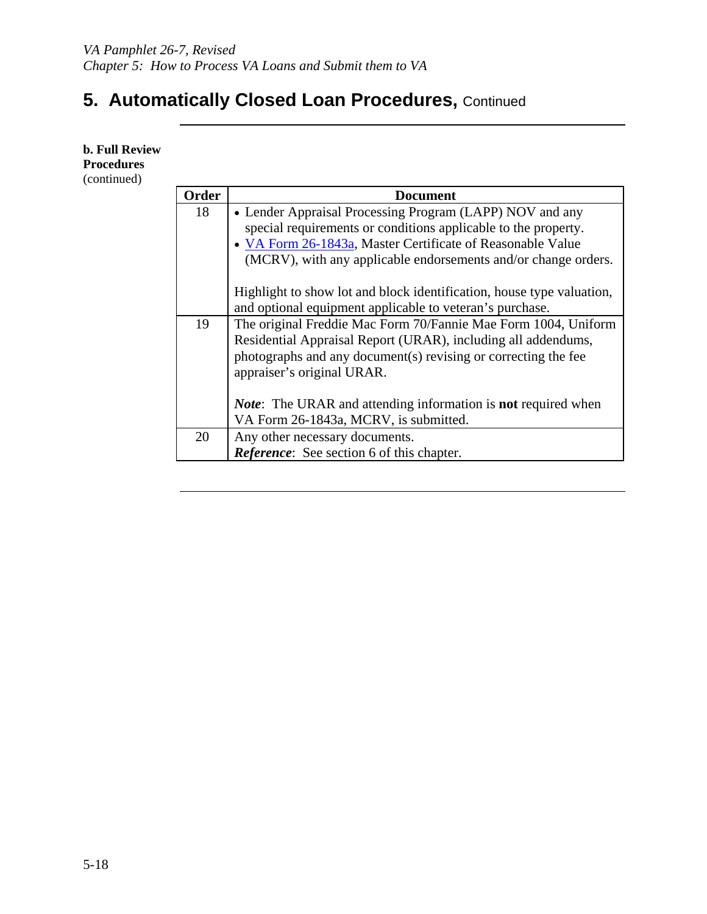# 5. Automatically Closed Loan Procedures, Continued

**b. Full Review Procedures** (continued)

| Order | Document |
|---|---|
| 18 | • Lender Appraisal Processing Program (LAPP) NOV and any special requirements or conditions applicable to the property.<br>• VA Form 26-1843a, Master Certificate of Reasonable Value (MCRV), with any applicable endorsements and/or change orders.<br><br>Highlight to show lot and block identification, house type valuation, and optional equipment applicable to veteran's purchase. |
| 19 | The original Freddie Mac Form 70/Fannie Mae Form 1004, Uniform Residential Appraisal Report (URAR), including all addendums, photographs and any document(s) revising or correcting the fee appraiser's original URAR.<br><br>***Note***: The URAR and attending information is **not** required when VA Form 26-1843a, MCRV, is submitted. |
| 20 | Any other necessary documents.<br>***Reference***: See section 6 of this chapter. |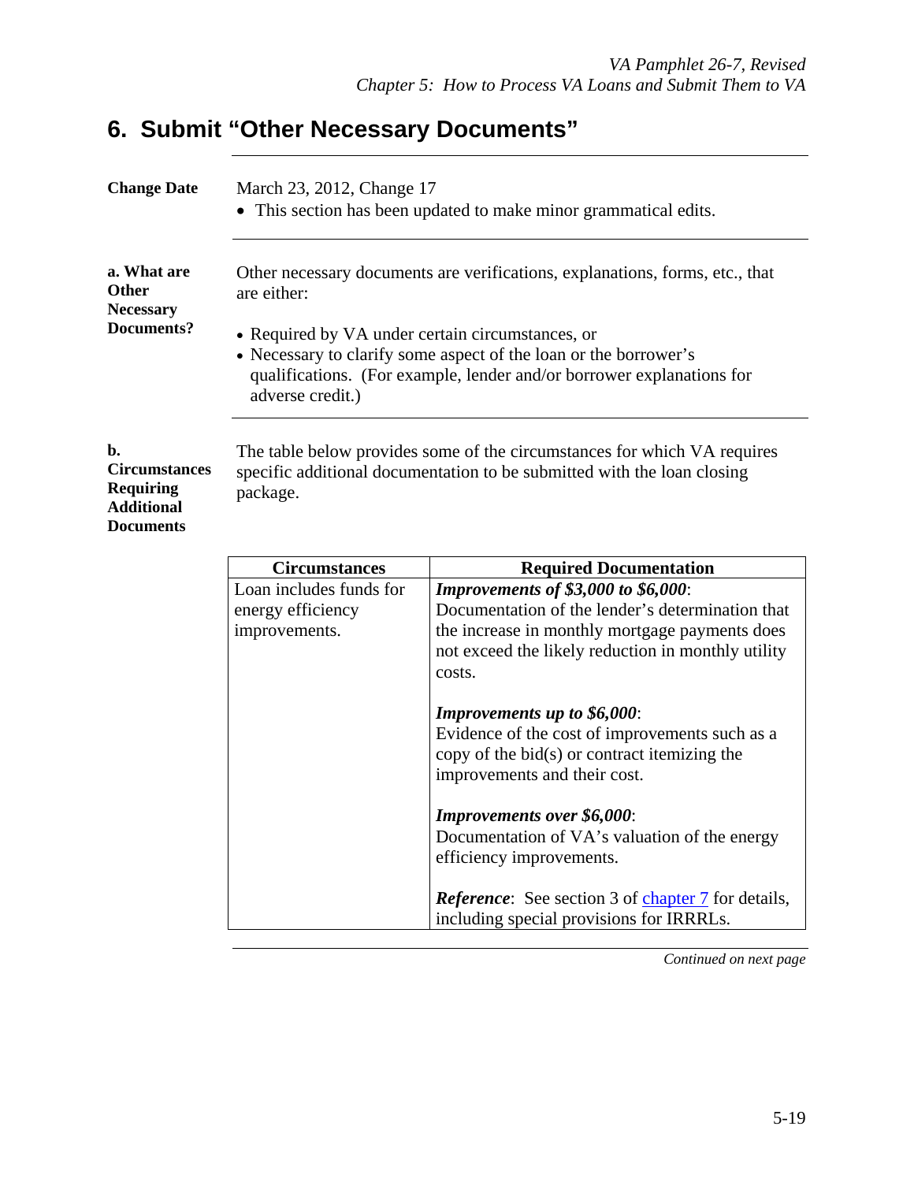# 6. Submit "Other Necessary Documents"

**Change Date**

March 23, 2012, Change 17

- This section has been updated to make minor grammatical edits.

**a. What are Other Necessary Documents?**

Other necessary documents are verifications, explanations, forms, etc., that are either:

- Required by VA under certain circumstances, or
- Necessary to clarify some aspect of the loan or the borrower's qualifications. (For example, lender and/or borrower explanations for adverse credit.)

**b. Circumstances Requiring Additional Documents**

The table below provides some of the circumstances for which VA requires specific additional documentation to be submitted with the loan closing package.

| Circumstances | Required Documentation |
| --- | --- |
| Loan includes funds for energy efficiency improvements. | ***Improvements of $3,000 to $6,000***: Documentation of the lender's determination that the increase in monthly mortgage payments does not exceed the likely reduction in monthly utility costs.<br><br>***Improvements up to $6,000***: Evidence of the cost of improvements such as a copy of the bid(s) or contract itemizing the improvements and their cost.<br><br>***Improvements over $6,000***: Documentation of VA's valuation of the energy efficiency improvements.<br><br>***Reference***: See section 3 of chapter 7 for details, including special provisions for IRRRLs. |

*Continued on next page*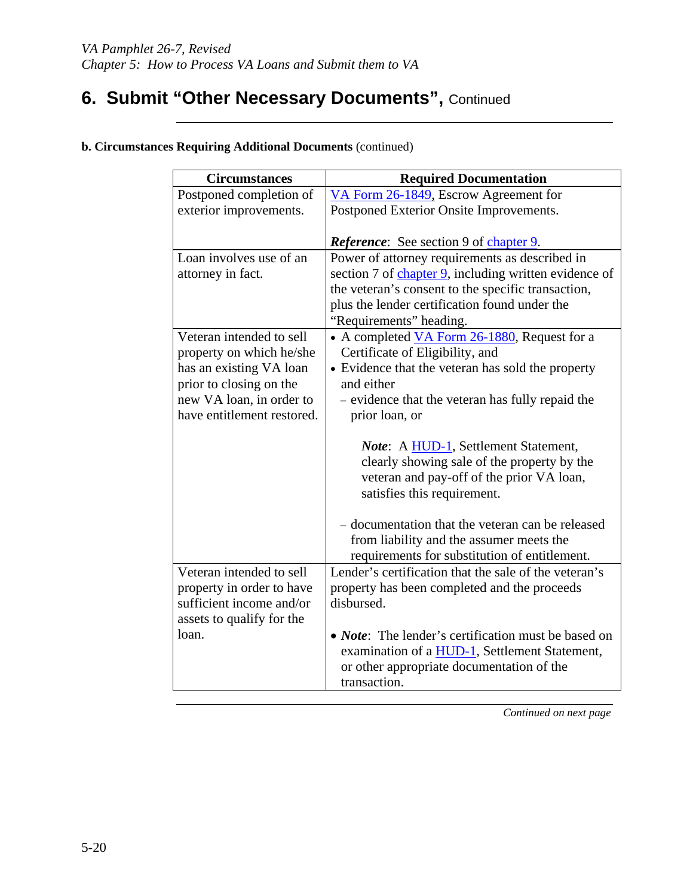# 6. Submit "Other Necessary Documents", Continued

**b. Circumstances Requiring Additional Documents** (continued)

| Circumstances | Required Documentation |
|---|---|
| Postponed completion of exterior improvements. | VA Form 26-1849, Escrow Agreement for Postponed Exterior Onsite Improvements.<br><br>***Reference***: See section 9 of chapter 9. |
| Loan involves use of an attorney in fact. | Power of attorney requirements as described in section 7 of chapter 9, including written evidence of the veteran's consent to the specific transaction, plus the lender certification found under the "Requirements" heading. |
| Veteran intended to sell property on which he/she has an existing VA loan prior to closing on the new VA loan, in order to have entitlement restored. | • A completed VA Form 26-1880, Request for a Certificate of Eligibility, and<br>• Evidence that the veteran has sold the property and either<br>– evidence that the veteran has fully repaid the prior loan, or<br><br>***Note***: A HUD-1, Settlement Statement, clearly showing sale of the property by the veteran and pay-off of the prior VA loan, satisfies this requirement.<br><br>– documentation that the veteran can be released from liability and the assumer meets the requirements for substitution of entitlement. |
| Veteran intended to sell property in order to have sufficient income and/or assets to qualify for the loan. | Lender's certification that the sale of the veteran's property has been completed and the proceeds disbursed.<br><br>• ***Note***: The lender's certification must be based on examination of a HUD-1, Settlement Statement, or other appropriate documentation of the transaction. |

*Continued on next page*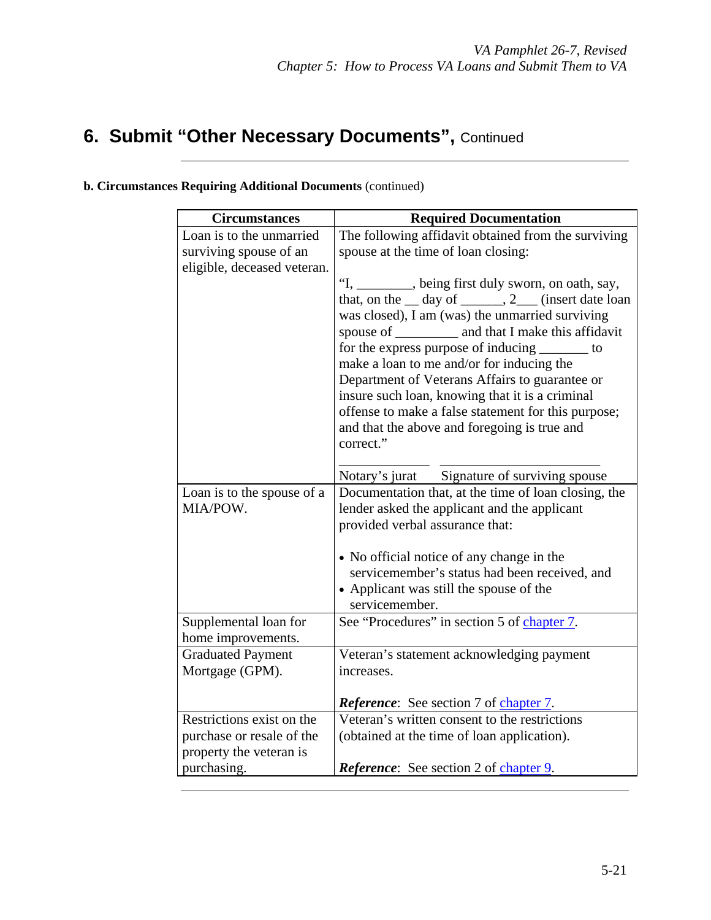# 6. Submit "Other Necessary Documents", Continued

**b. Circumstances Requiring Additional Documents** (continued)

| Circumstances | Required Documentation |
|---|---|
| Loan is to the unmarried surviving spouse of an eligible, deceased veteran. | The following affidavit obtained from the surviving spouse at the time of loan closing:<br><br>"I, ________, being first duly sworn, on oath, say, that, on the __ day of ______, 2___ (insert date loan was closed), I am (was) the unmarried surviving spouse of _________ and that I make this affidavit for the express purpose of inducing _______ to make a loan to me and/or for inducing the Department of Veterans Affairs to guarantee or insure such loan, knowing that it is a criminal offense to make a false statement for this purpose; and that the above and foregoing is true and correct."<br><br>_____________ _______________________<br>Notary's jurat Signature of surviving spouse |
| Loan is to the spouse of a MIA/POW. | Documentation that, at the time of loan closing, the lender asked the applicant and the applicant provided verbal assurance that:<br><br>• No official notice of any change in the servicemember's status had been received, and<br>• Applicant was still the spouse of the servicemember. |
| Supplemental loan for home improvements. | See "Procedures" in section 5 of chapter 7. |
| Graduated Payment Mortgage (GPM). | Veteran's statement acknowledging payment increases.<br><br>***Reference***: See section 7 of chapter 7. |
| Restrictions exist on the purchase or resale of the property the veteran is purchasing. | Veteran's written consent to the restrictions (obtained at the time of loan application).<br><br>***Reference***: See section 2 of chapter 9. |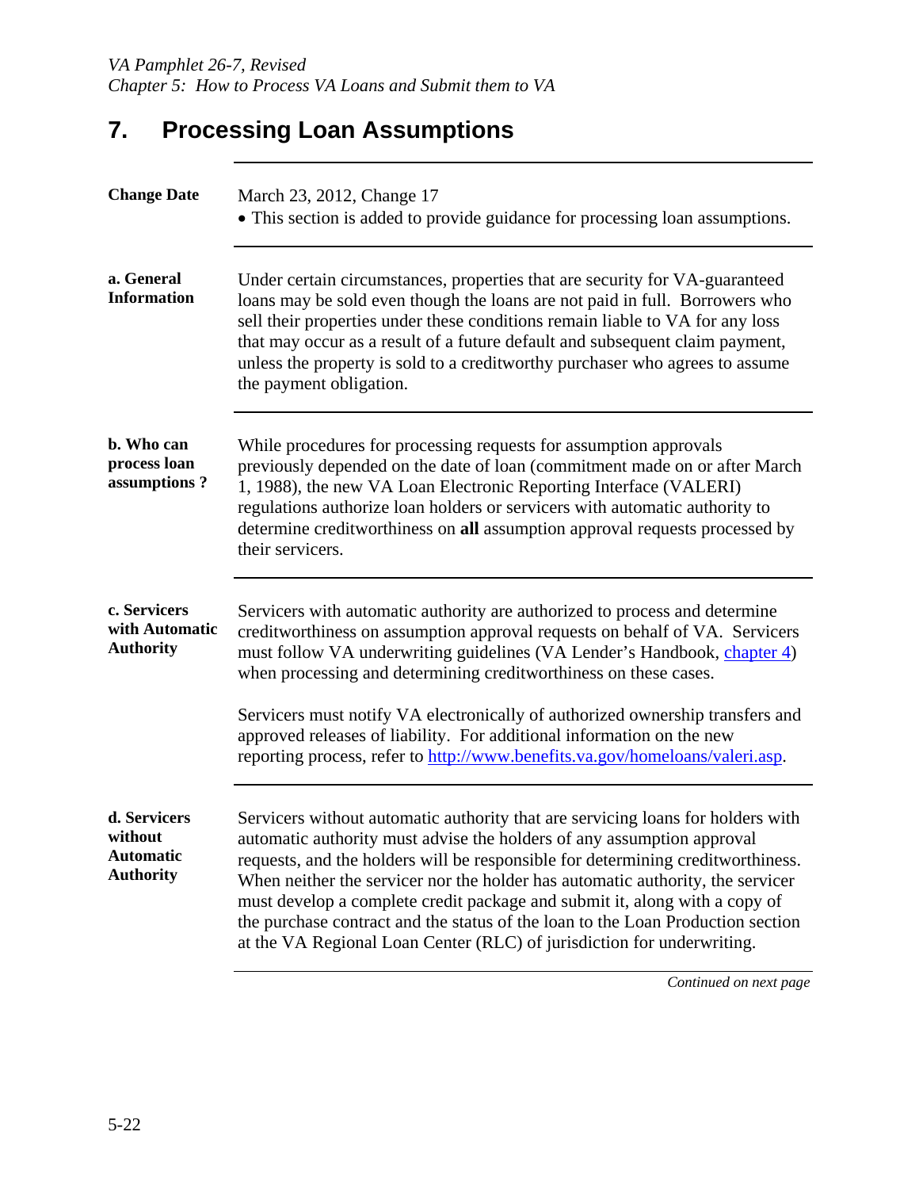## 7. Processing Loan Assumptions

**Change Date**

March 23, 2012, Change 17

- This section is added to provide guidance for processing loan assumptions.

**a. General Information**

Under certain circumstances, properties that are security for VA-guaranteed loans may be sold even though the loans are not paid in full. Borrowers who sell their properties under these conditions remain liable to VA for any loss that may occur as a result of a future default and subsequent claim payment, unless the property is sold to a creditworthy purchaser who agrees to assume the payment obligation.

**b. Who can process loan assumptions ?**

While procedures for processing requests for assumption approvals previously depended on the date of loan (commitment made on or after March 1, 1988), the new VA Loan Electronic Reporting Interface (VALERI) regulations authorize loan holders or servicers with automatic authority to determine creditworthiness on **all** assumption approval requests processed by their servicers.

**c. Servicers with Automatic Authority**

Servicers with automatic authority are authorized to process and determine creditworthiness on assumption approval requests on behalf of VA. Servicers must follow VA underwriting guidelines (VA Lender's Handbook, chapter 4) when processing and determining creditworthiness on these cases.

Servicers must notify VA electronically of authorized ownership transfers and approved releases of liability. For additional information on the new reporting process, refer to http://www.benefits.va.gov/homeloans/valeri.asp.

**d. Servicers without Automatic Authority**

Servicers without automatic authority that are servicing loans for holders with automatic authority must advise the holders of any assumption approval requests, and the holders will be responsible for determining creditworthiness. When neither the servicer nor the holder has automatic authority, the servicer must develop a complete credit package and submit it, along with a copy of the purchase contract and the status of the loan to the Loan Production section at the VA Regional Loan Center (RLC) of jurisdiction for underwriting.

*Continued on next page*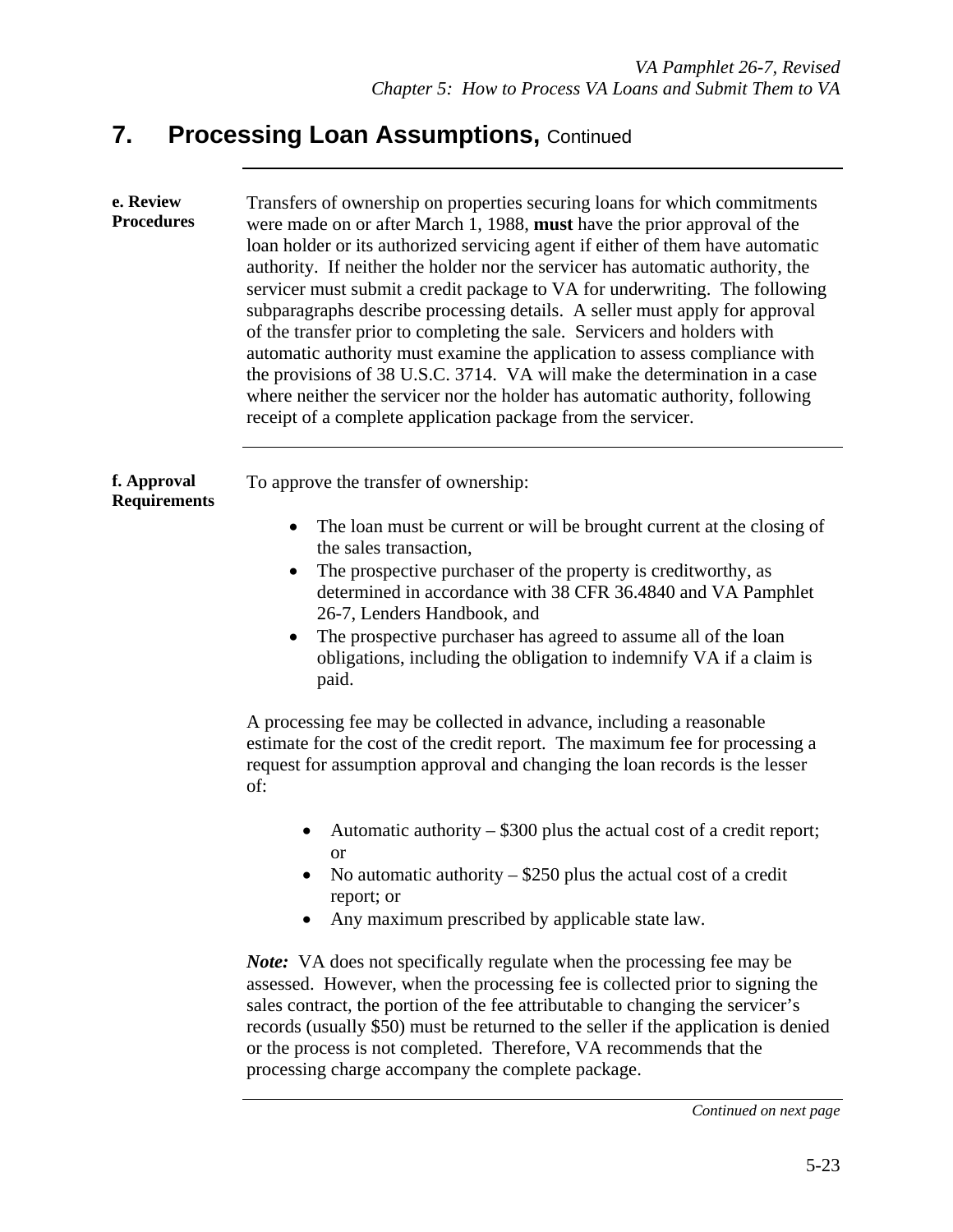# 7. Processing Loan Assumptions, Continued

**e. Review Procedures**

Transfers of ownership on properties securing loans for which commitments were made on or after March 1, 1988, **must** have the prior approval of the loan holder or its authorized servicing agent if either of them have automatic authority. If neither the holder nor the servicer has automatic authority, the servicer must submit a credit package to VA for underwriting. The following subparagraphs describe processing details. A seller must apply for approval of the transfer prior to completing the sale. Servicers and holders with automatic authority must examine the application to assess compliance with the provisions of 38 U.S.C. 3714. VA will make the determination in a case where neither the servicer nor the holder has automatic authority, following receipt of a complete application package from the servicer.

**f. Approval Requirements**

To approve the transfer of ownership:

- The loan must be current or will be brought current at the closing of the sales transaction,
- The prospective purchaser of the property is creditworthy, as determined in accordance with 38 CFR 36.4840 and VA Pamphlet 26-7, Lenders Handbook, and
- The prospective purchaser has agreed to assume all of the loan obligations, including the obligation to indemnify VA if a claim is paid.

A processing fee may be collected in advance, including a reasonable estimate for the cost of the credit report. The maximum fee for processing a request for assumption approval and changing the loan records is the lesser of:

- Automatic authority – $300 plus the actual cost of a credit report; or
- No automatic authority – $250 plus the actual cost of a credit report; or
- Any maximum prescribed by applicable state law.

***Note:*** VA does not specifically regulate when the processing fee may be assessed. However, when the processing fee is collected prior to signing the sales contract, the portion of the fee attributable to changing the servicer's records (usually $50) must be returned to the seller if the application is denied or the process is not completed. Therefore, VA recommends that the processing charge accompany the complete package.

*Continued on next page*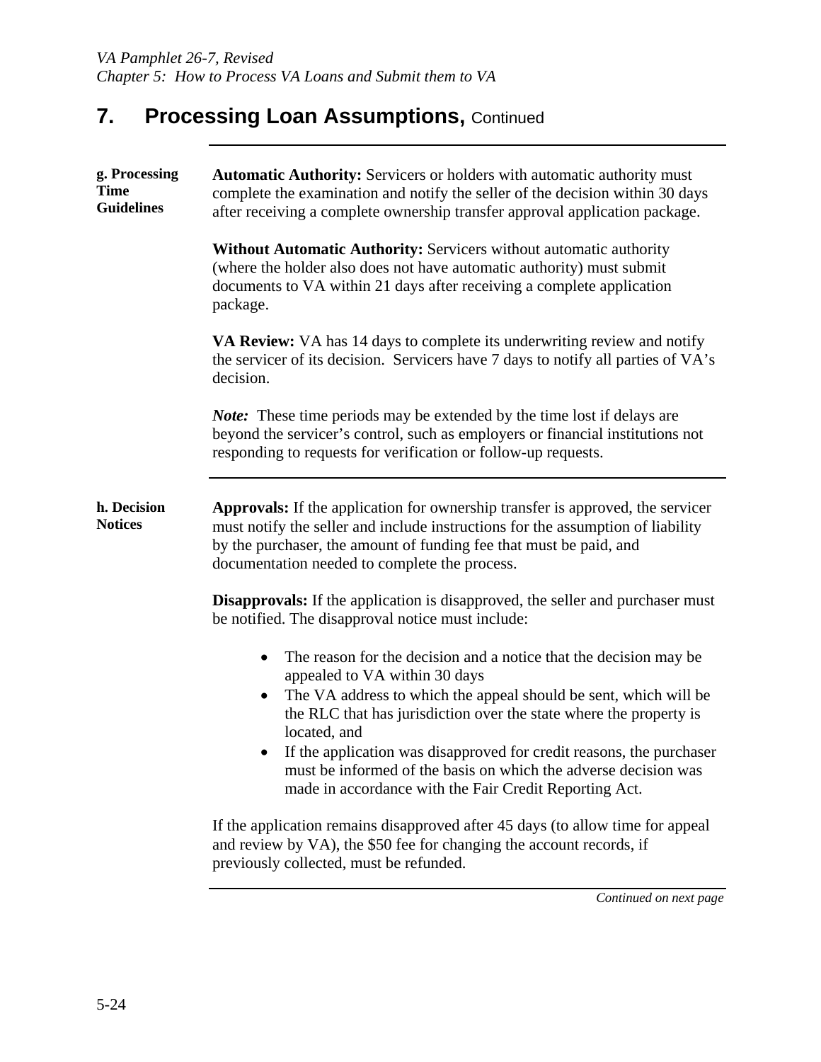# 7. Processing Loan Assumptions, Continued

### g. Processing Time Guidelines

**Automatic Authority:** Servicers or holders with automatic authority must complete the examination and notify the seller of the decision within 30 days after receiving a complete ownership transfer approval application package.

**Without Automatic Authority:** Servicers without automatic authority (where the holder also does not have automatic authority) must submit documents to VA within 21 days after receiving a complete application package.

**VA Review:** VA has 14 days to complete its underwriting review and notify the servicer of its decision. Servicers have 7 days to notify all parties of VA's decision.

***Note:*** These time periods may be extended by the time lost if delays are beyond the servicer's control, such as employers or financial institutions not responding to requests for verification or follow-up requests.

### h. Decision Notices

**Approvals:** If the application for ownership transfer is approved, the servicer must notify the seller and include instructions for the assumption of liability by the purchaser, the amount of funding fee that must be paid, and documentation needed to complete the process.

**Disapprovals:** If the application is disapproved, the seller and purchaser must be notified. The disapproval notice must include:

- The reason for the decision and a notice that the decision may be appealed to VA within 30 days
- The VA address to which the appeal should be sent, which will be the RLC that has jurisdiction over the state where the property is located, and
- If the application was disapproved for credit reasons, the purchaser must be informed of the basis on which the adverse decision was made in accordance with the Fair Credit Reporting Act.

If the application remains disapproved after 45 days (to allow time for appeal and review by VA), the $50 fee for changing the account records, if previously collected, must be refunded.

*Continued on next page*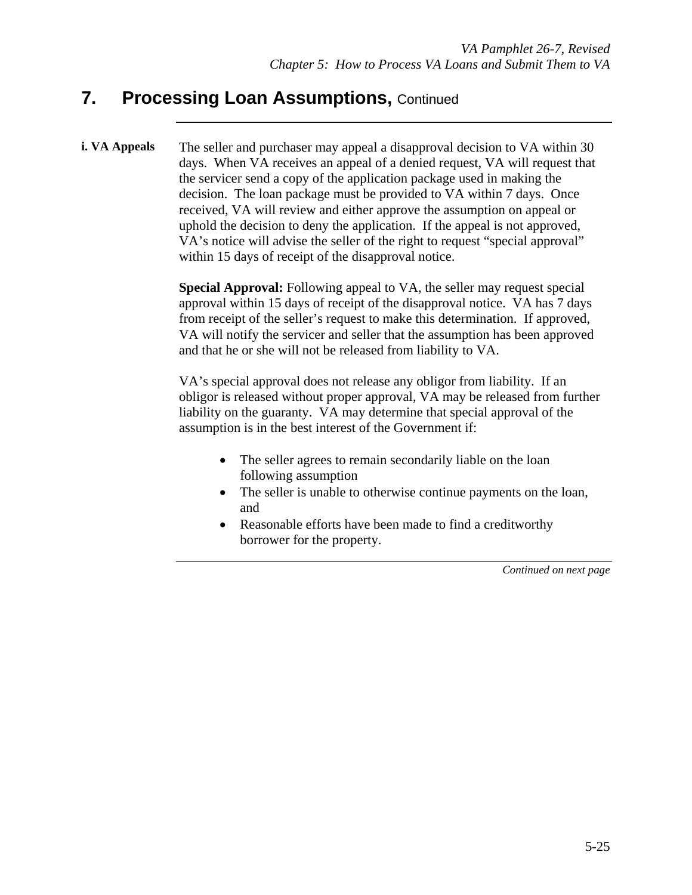## 7. Processing Loan Assumptions, Continued

**i. VA Appeals**

The seller and purchaser may appeal a disapproval decision to VA within 30 days. When VA receives an appeal of a denied request, VA will request that the servicer send a copy of the application package used in making the decision. The loan package must be provided to VA within 7 days. Once received, VA will review and either approve the assumption on appeal or uphold the decision to deny the application. If the appeal is not approved, VA's notice will advise the seller of the right to request "special approval" within 15 days of receipt of the disapproval notice.

**Special Approval:** Following appeal to VA, the seller may request special approval within 15 days of receipt of the disapproval notice. VA has 7 days from receipt of the seller's request to make this determination. If approved, VA will notify the servicer and seller that the assumption has been approved and that he or she will not be released from liability to VA.

VA's special approval does not release any obligor from liability. If an obligor is released without proper approval, VA may be released from further liability on the guaranty. VA may determine that special approval of the assumption is in the best interest of the Government if:

- The seller agrees to remain secondarily liable on the loan following assumption
- The seller is unable to otherwise continue payments on the loan, and
- Reasonable efforts have been made to find a creditworthy borrower for the property.

*Continued on next page*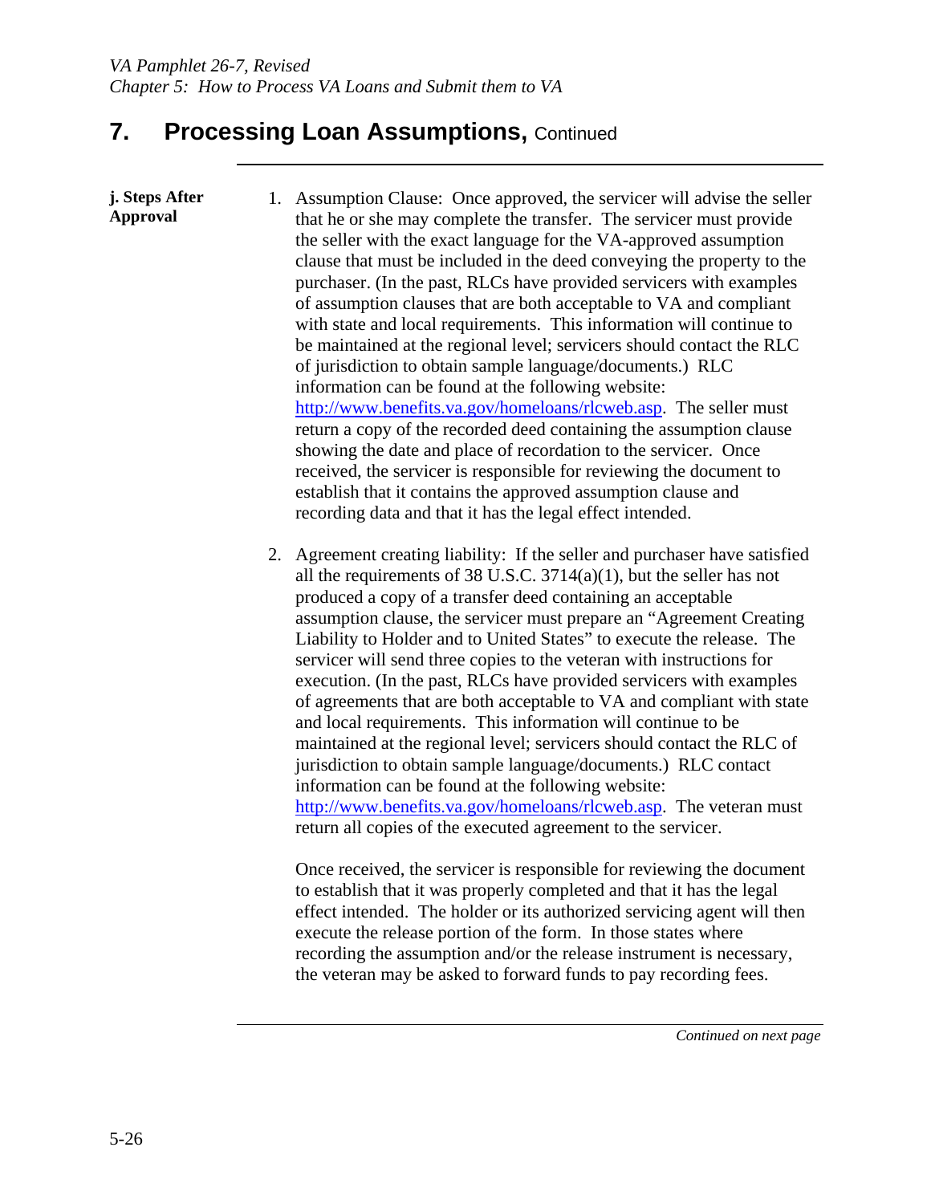## 7. Processing Loan Assumptions, Continued

**j. Steps After Approval**

1. Assumption Clause: Once approved, the servicer will advise the seller that he or she may complete the transfer. The servicer must provide the seller with the exact language for the VA-approved assumption clause that must be included in the deed conveying the property to the purchaser. (In the past, RLCs have provided servicers with examples of assumption clauses that are both acceptable to VA and compliant with state and local requirements. This information will continue to be maintained at the regional level; servicers should contact the RLC of jurisdiction to obtain sample language/documents.) RLC information can be found at the following website: [http://www.benefits.va.gov/homeloans/rlcweb.asp](http://www.benefits.va.gov/homeloans/rlcweb.asp). The seller must return a copy of the recorded deed containing the assumption clause showing the date and place of recordation to the servicer. Once received, the servicer is responsible for reviewing the document to establish that it contains the approved assumption clause and recording data and that it has the legal effect intended.

2. Agreement creating liability: If the seller and purchaser have satisfied all the requirements of 38 U.S.C. 3714(a)(1), but the seller has not produced a copy of a transfer deed containing an acceptable assumption clause, the servicer must prepare an "Agreement Creating Liability to Holder and to United States" to execute the release. The servicer will send three copies to the veteran with instructions for execution. (In the past, RLCs have provided servicers with examples of agreements that are both acceptable to VA and compliant with state and local requirements. This information will continue to be maintained at the regional level; servicers should contact the RLC of jurisdiction to obtain sample language/documents.) RLC contact information can be found at the following website: [http://www.benefits.va.gov/homeloans/rlcweb.asp](http://www.benefits.va.gov/homeloans/rlcweb.asp). The veteran must return all copies of the executed agreement to the servicer.

   Once received, the servicer is responsible for reviewing the document to establish that it was properly completed and that it has the legal effect intended. The holder or its authorized servicing agent will then execute the release portion of the form. In those states where recording the assumption and/or the release instrument is necessary, the veteran may be asked to forward funds to pay recording fees.

*Continued on next page*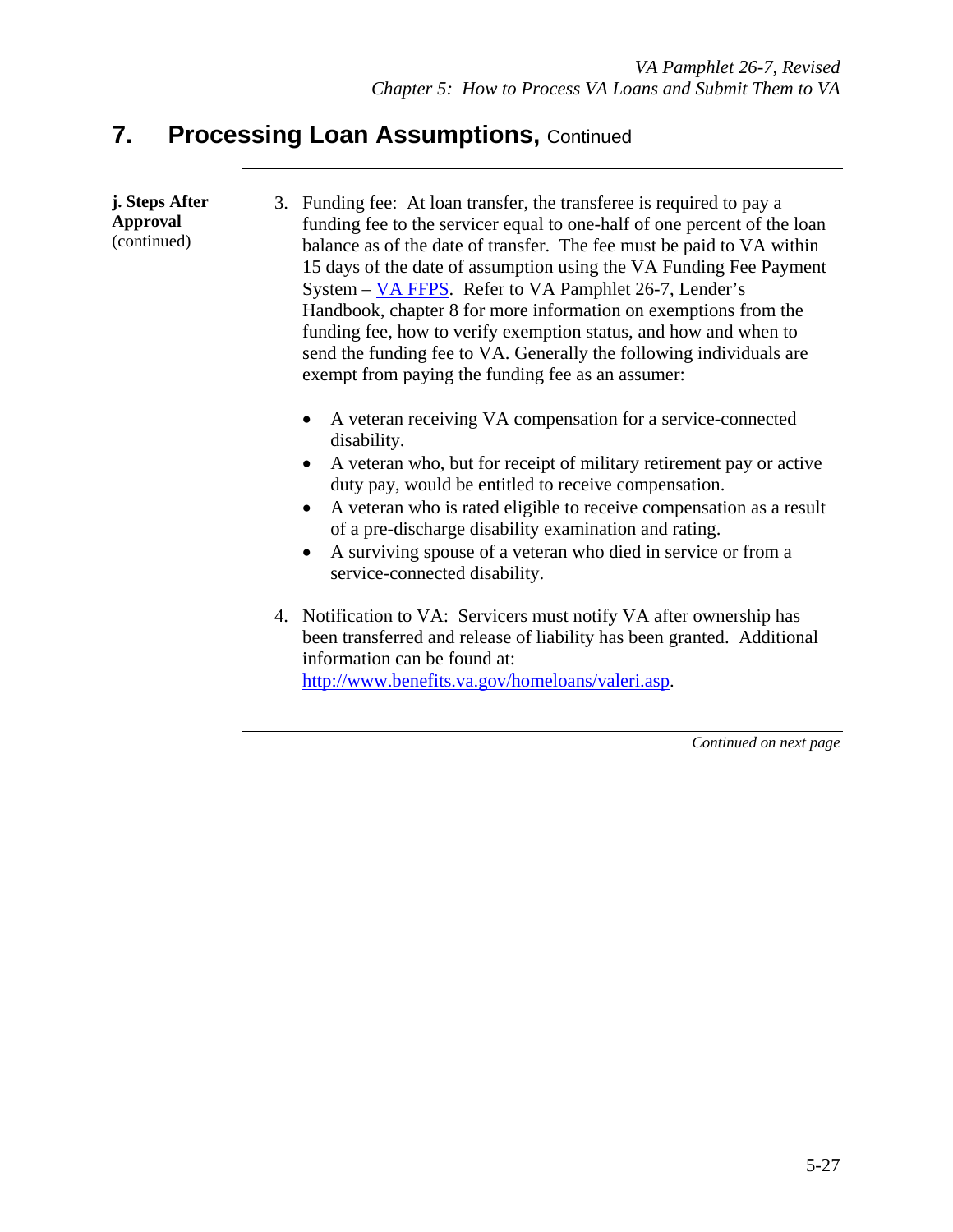## 7. Processing Loan Assumptions, Continued

**j. Steps After Approval** (continued)

3. Funding fee: At loan transfer, the transferee is required to pay a funding fee to the servicer equal to one-half of one percent of the loan balance as of the date of transfer. The fee must be paid to VA within 15 days of the date of assumption using the VA Funding Fee Payment System – [VA FFPS](). Refer to VA Pamphlet 26-7, Lender's Handbook, chapter 8 for more information on exemptions from the funding fee, how to verify exemption status, and how and when to send the funding fee to VA. Generally the following individuals are exempt from paying the funding fee as an assumer:

   - A veteran receiving VA compensation for a service-connected disability.
   - A veteran who, but for receipt of military retirement pay or active duty pay, would be entitled to receive compensation.
   - A veteran who is rated eligible to receive compensation as a result of a pre-discharge disability examination and rating.
   - A surviving spouse of a veteran who died in service or from a service-connected disability.

4. Notification to VA: Servicers must notify VA after ownership has been transferred and release of liability has been granted. Additional information can be found at: http://www.benefits.va.gov/homeloans/valeri.asp.

*Continued on next page*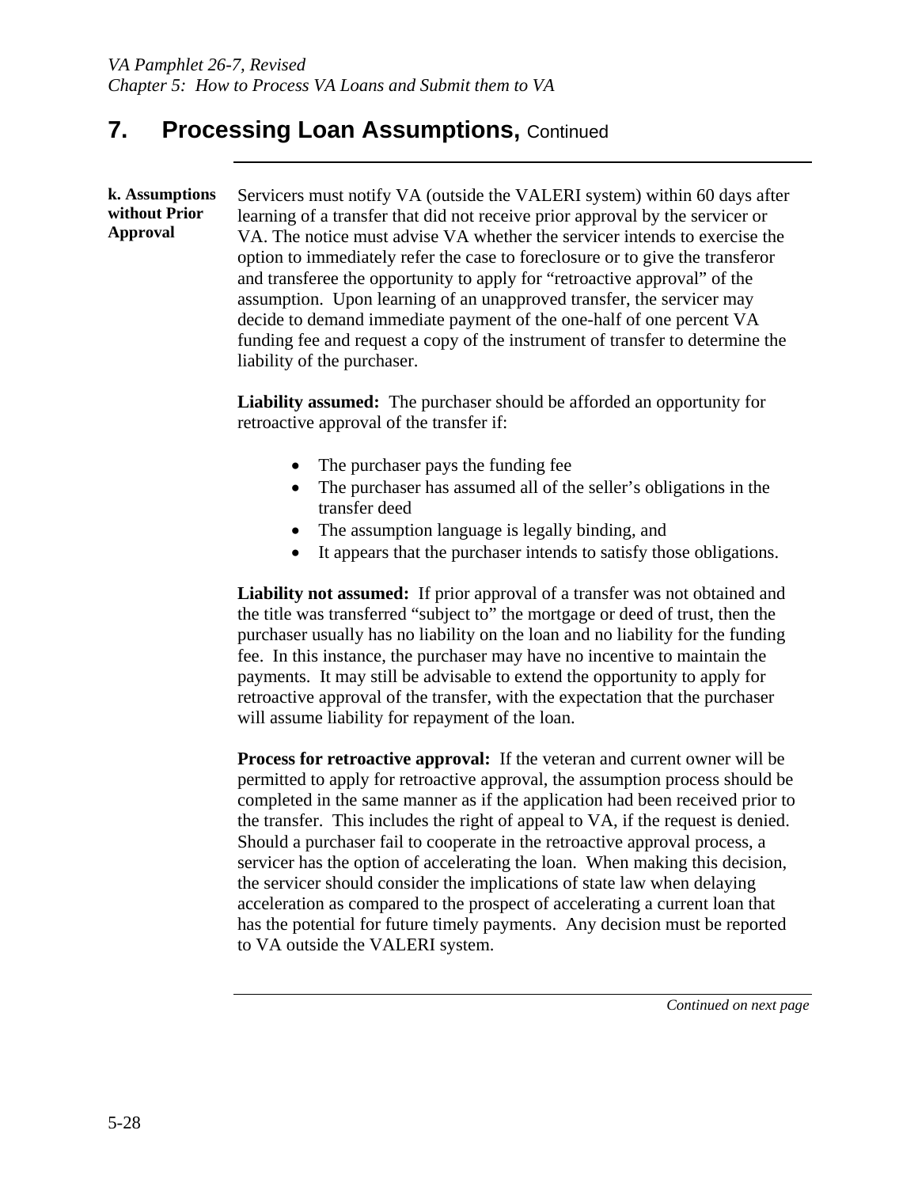# 7. Processing Loan Assumptions, Continued

**k. Assumptions without Prior Approval**

Servicers must notify VA (outside the VALERI system) within 60 days after learning of a transfer that did not receive prior approval by the servicer or VA. The notice must advise VA whether the servicer intends to exercise the option to immediately refer the case to foreclosure or to give the transferor and transferee the opportunity to apply for "retroactive approval" of the assumption. Upon learning of an unapproved transfer, the servicer may decide to demand immediate payment of the one-half of one percent VA funding fee and request a copy of the instrument of transfer to determine the liability of the purchaser.

**Liability assumed:** The purchaser should be afforded an opportunity for retroactive approval of the transfer if:

- The purchaser pays the funding fee
- The purchaser has assumed all of the seller's obligations in the transfer deed
- The assumption language is legally binding, and
- It appears that the purchaser intends to satisfy those obligations.

**Liability not assumed:** If prior approval of a transfer was not obtained and the title was transferred "subject to" the mortgage or deed of trust, then the purchaser usually has no liability on the loan and no liability for the funding fee. In this instance, the purchaser may have no incentive to maintain the payments. It may still be advisable to extend the opportunity to apply for retroactive approval of the transfer, with the expectation that the purchaser will assume liability for repayment of the loan.

**Process for retroactive approval:** If the veteran and current owner will be permitted to apply for retroactive approval, the assumption process should be completed in the same manner as if the application had been received prior to the transfer. This includes the right of appeal to VA, if the request is denied. Should a purchaser fail to cooperate in the retroactive approval process, a servicer has the option of accelerating the loan. When making this decision, the servicer should consider the implications of state law when delaying acceleration as compared to the prospect of accelerating a current loan that has the potential for future timely payments. Any decision must be reported to VA outside the VALERI system.

*Continued on next page*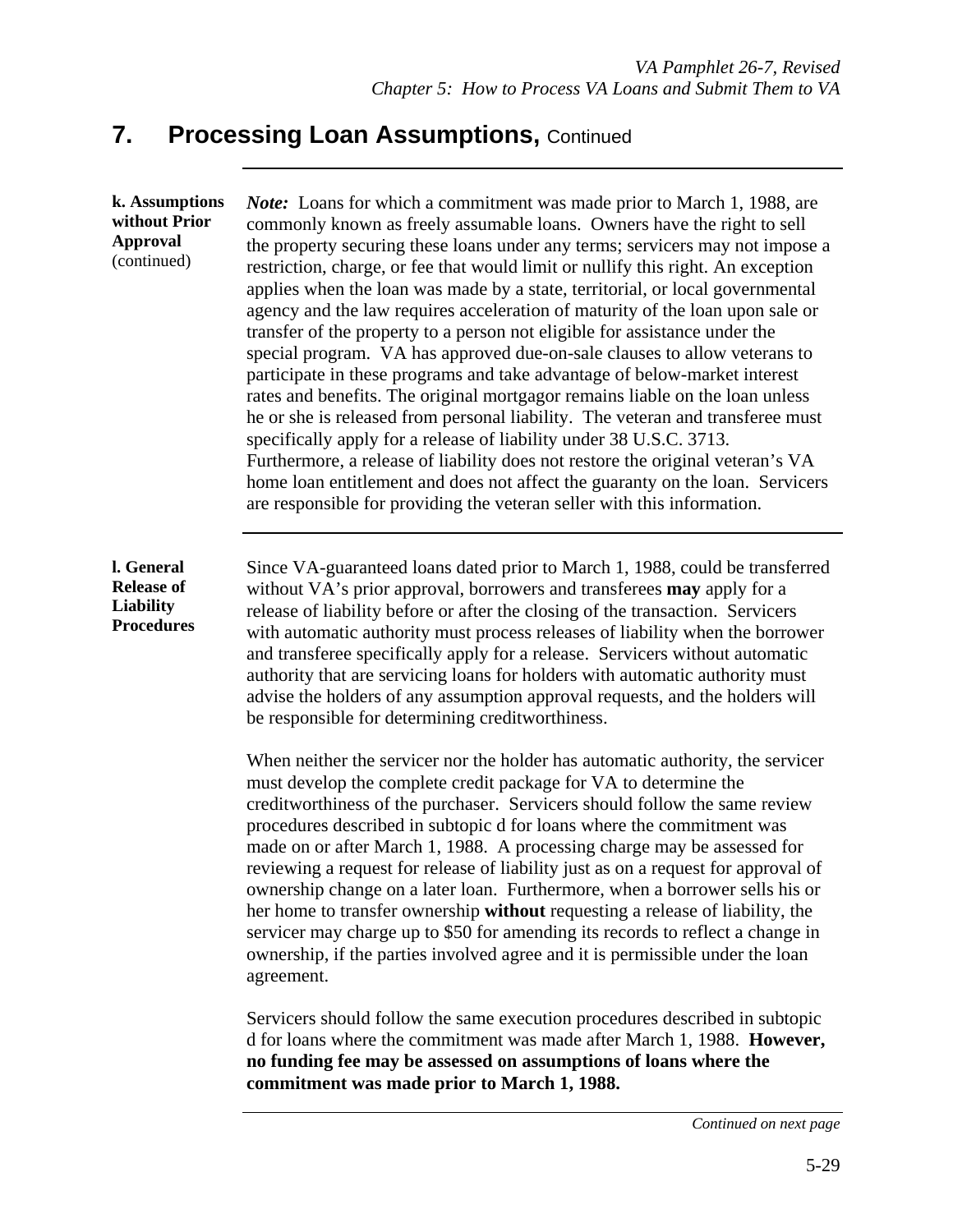## 7. Processing Loan Assumptions, Continued

**k. Assumptions without Prior Approval** (continued)

*Note:* Loans for which a commitment was made prior to March 1, 1988, are commonly known as freely assumable loans. Owners have the right to sell the property securing these loans under any terms; servicers may not impose a restriction, charge, or fee that would limit or nullify this right. An exception applies when the loan was made by a state, territorial, or local governmental agency and the law requires acceleration of maturity of the loan upon sale or transfer of the property to a person not eligible for assistance under the special program. VA has approved due-on-sale clauses to allow veterans to participate in these programs and take advantage of below-market interest rates and benefits. The original mortgagor remains liable on the loan unless he or she is released from personal liability. The veteran and transferee must specifically apply for a release of liability under 38 U.S.C. 3713. Furthermore, a release of liability does not restore the original veteran's VA home loan entitlement and does not affect the guaranty on the loan. Servicers are responsible for providing the veteran seller with this information.

**l. General Release of Liability Procedures**

Since VA-guaranteed loans dated prior to March 1, 1988, could be transferred without VA's prior approval, borrowers and transferees **may** apply for a release of liability before or after the closing of the transaction. Servicers with automatic authority must process releases of liability when the borrower and transferee specifically apply for a release. Servicers without automatic authority that are servicing loans for holders with automatic authority must advise the holders of any assumption approval requests, and the holders will be responsible for determining creditworthiness.

When neither the servicer nor the holder has automatic authority, the servicer must develop the complete credit package for VA to determine the creditworthiness of the purchaser. Servicers should follow the same review procedures described in subtopic d for loans where the commitment was made on or after March 1, 1988. A processing charge may be assessed for reviewing a request for release of liability just as on a request for approval of ownership change on a later loan. Furthermore, when a borrower sells his or her home to transfer ownership **without** requesting a release of liability, the servicer may charge up to $50 for amending its records to reflect a change in ownership, if the parties involved agree and it is permissible under the loan agreement.

Servicers should follow the same execution procedures described in subtopic d for loans where the commitment was made after March 1, 1988. **However, no funding fee may be assessed on assumptions of loans where the commitment was made prior to March 1, 1988.**

*Continued on next page*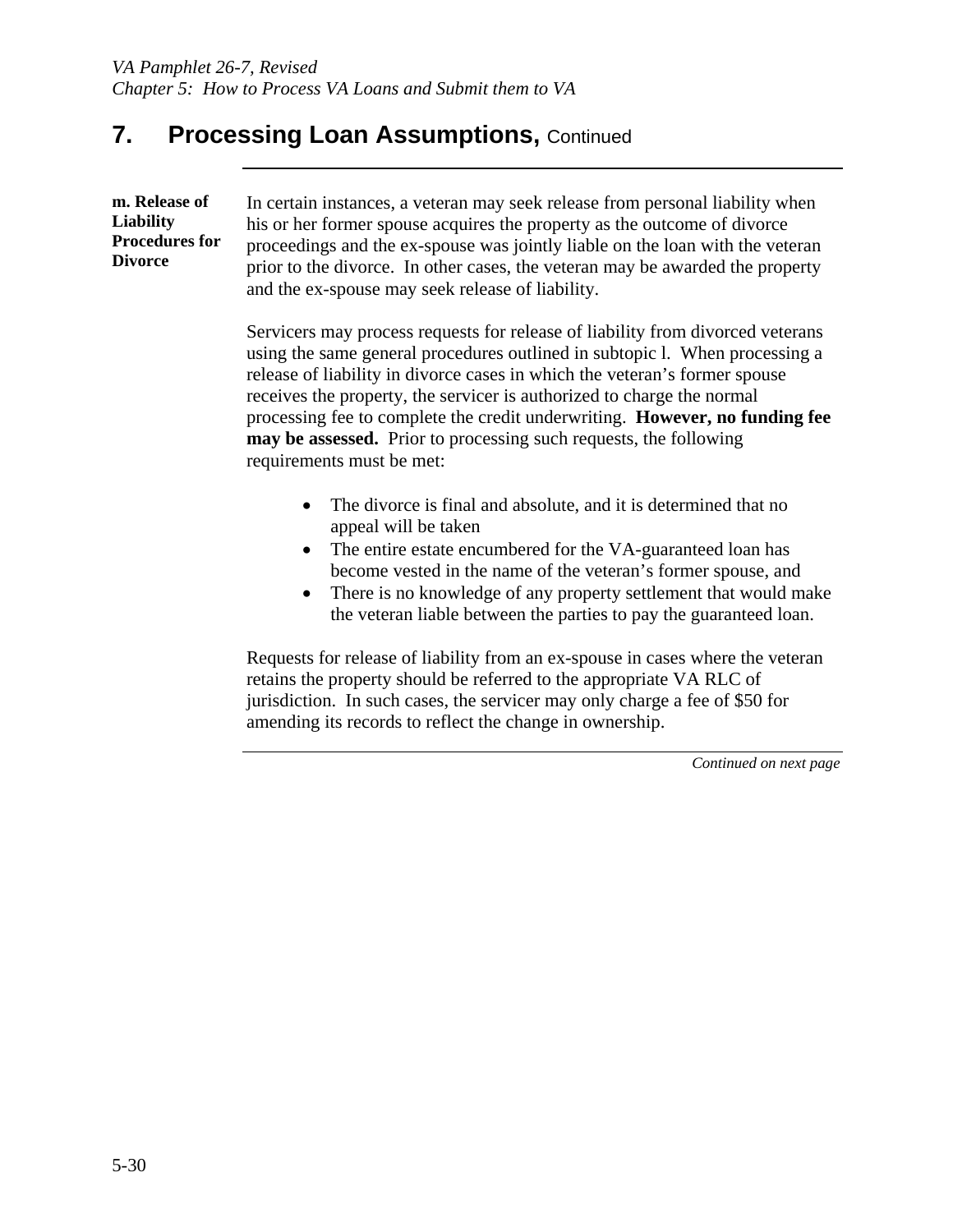## 7. Processing Loan Assumptions, Continued

**m. Release of Liability Procedures for Divorce**

In certain instances, a veteran may seek release from personal liability when his or her former spouse acquires the property as the outcome of divorce proceedings and the ex-spouse was jointly liable on the loan with the veteran prior to the divorce. In other cases, the veteran may be awarded the property and the ex-spouse may seek release of liability.

Servicers may process requests for release of liability from divorced veterans using the same general procedures outlined in subtopic l. When processing a release of liability in divorce cases in which the veteran's former spouse receives the property, the servicer is authorized to charge the normal processing fee to complete the credit underwriting. **However, no funding fee may be assessed.** Prior to processing such requests, the following requirements must be met:

- The divorce is final and absolute, and it is determined that no appeal will be taken
- The entire estate encumbered for the VA-guaranteed loan has become vested in the name of the veteran's former spouse, and
- There is no knowledge of any property settlement that would make the veteran liable between the parties to pay the guaranteed loan.

Requests for release of liability from an ex-spouse in cases where the veteran retains the property should be referred to the appropriate VA RLC of jurisdiction. In such cases, the servicer may only charge a fee of $50 for amending its records to reflect the change in ownership.

*Continued on next page*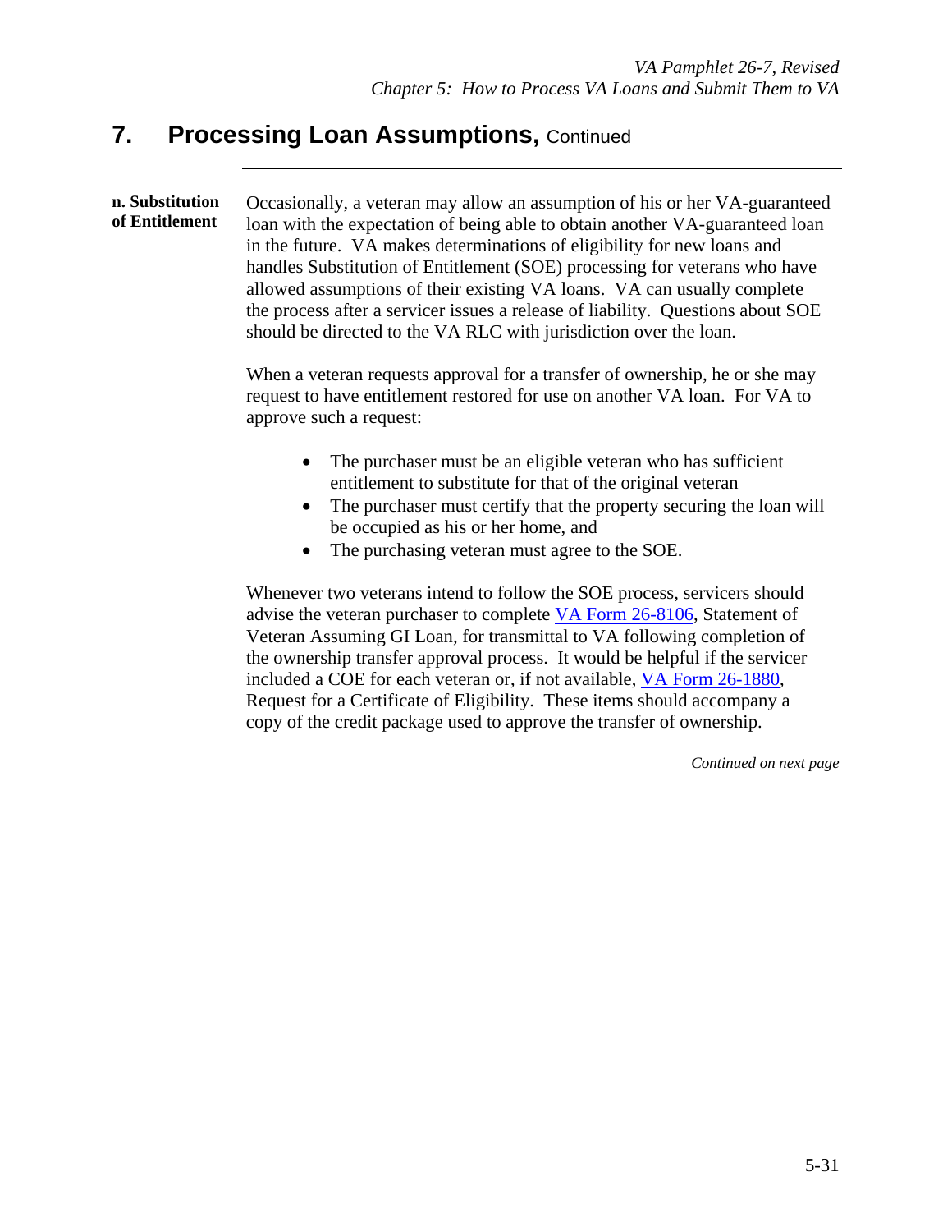## 7. Processing Loan Assumptions, Continued

**n. Substitution of Entitlement**

Occasionally, a veteran may allow an assumption of his or her VA-guaranteed loan with the expectation of being able to obtain another VA-guaranteed loan in the future. VA makes determinations of eligibility for new loans and handles Substitution of Entitlement (SOE) processing for veterans who have allowed assumptions of their existing VA loans. VA can usually complete the process after a servicer issues a release of liability. Questions about SOE should be directed to the VA RLC with jurisdiction over the loan.

When a veteran requests approval for a transfer of ownership, he or she may request to have entitlement restored for use on another VA loan. For VA to approve such a request:

- The purchaser must be an eligible veteran who has sufficient entitlement to substitute for that of the original veteran
- The purchaser must certify that the property securing the loan will be occupied as his or her home, and
- The purchasing veteran must agree to the SOE.

Whenever two veterans intend to follow the SOE process, servicers should advise the veteran purchaser to complete VA Form 26-8106, Statement of Veteran Assuming GI Loan, for transmittal to VA following completion of the ownership transfer approval process. It would be helpful if the servicer included a COE for each veteran or, if not available, VA Form 26-1880, Request for a Certificate of Eligibility. These items should accompany a copy of the credit package used to approve the transfer of ownership.

*Continued on next page*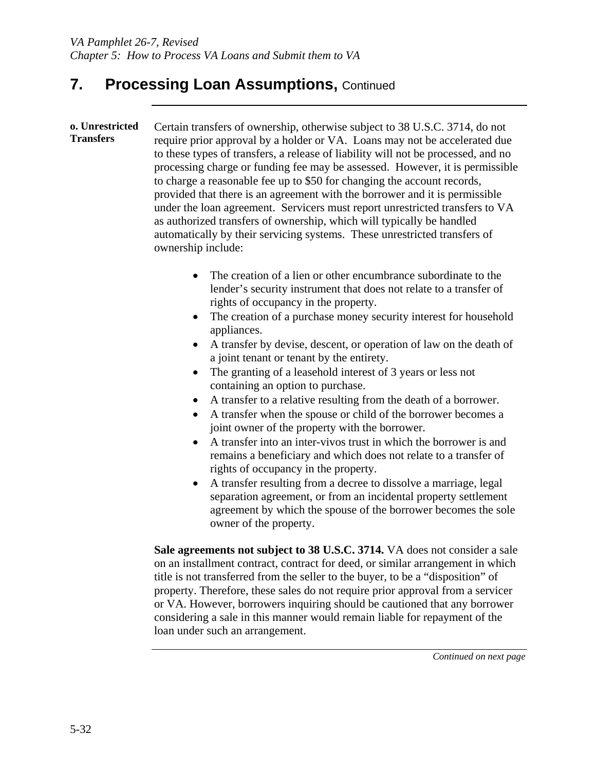## 7. Processing Loan Assumptions, Continued

**o. Unrestricted Transfers**

Certain transfers of ownership, otherwise subject to 38 U.S.C. 3714, do not require prior approval by a holder or VA. Loans may not be accelerated due to these types of transfers, a release of liability will not be processed, and no processing charge or funding fee may be assessed. However, it is permissible to charge a reasonable fee up to $50 for changing the account records, provided that there is an agreement with the borrower and it is permissible under the loan agreement. Servicers must report unrestricted transfers to VA as authorized transfers of ownership, which will typically be handled automatically by their servicing systems. These unrestricted transfers of ownership include:

- The creation of a lien or other encumbrance subordinate to the lender's security instrument that does not relate to a transfer of rights of occupancy in the property.
- The creation of a purchase money security interest for household appliances.
- A transfer by devise, descent, or operation of law on the death of a joint tenant or tenant by the entirety.
- The granting of a leasehold interest of 3 years or less not containing an option to purchase.
- A transfer to a relative resulting from the death of a borrower.
- A transfer when the spouse or child of the borrower becomes a joint owner of the property with the borrower.
- A transfer into an inter-vivos trust in which the borrower is and remains a beneficiary and which does not relate to a transfer of rights of occupancy in the property.
- A transfer resulting from a decree to dissolve a marriage, legal separation agreement, or from an incidental property settlement agreement by which the spouse of the borrower becomes the sole owner of the property.

**Sale agreements not subject to 38 U.S.C. 3714.** VA does not consider a sale on an installment contract, contract for deed, or similar arrangement in which title is not transferred from the seller to the buyer, to be a "disposition" of property. Therefore, these sales do not require prior approval from a servicer or VA. However, borrowers inquiring should be cautioned that any borrower considering a sale in this manner would remain liable for repayment of the loan under such an arrangement.

*Continued on next page*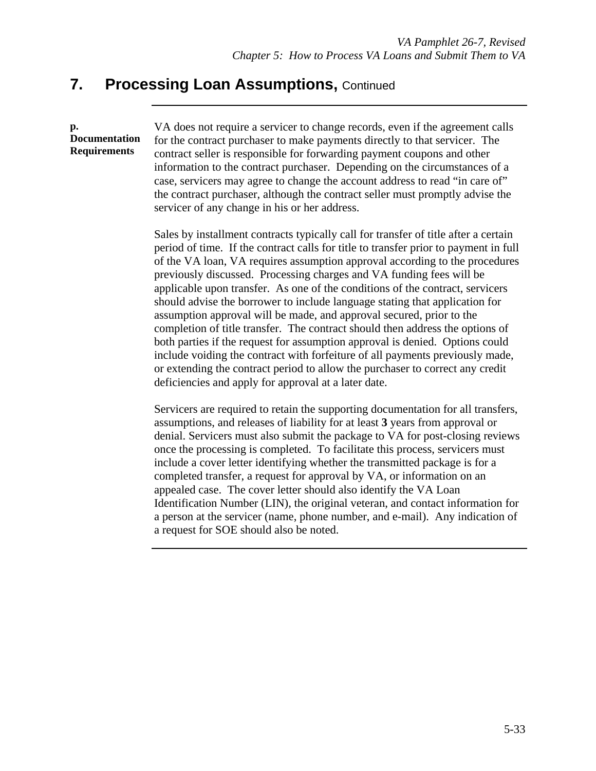## 7. Processing Loan Assumptions, Continued

**p. Documentation Requirements**

VA does not require a servicer to change records, even if the agreement calls for the contract purchaser to make payments directly to that servicer. The contract seller is responsible for forwarding payment coupons and other information to the contract purchaser. Depending on the circumstances of a case, servicers may agree to change the account address to read "in care of" the contract purchaser, although the contract seller must promptly advise the servicer of any change in his or her address.

Sales by installment contracts typically call for transfer of title after a certain period of time. If the contract calls for title to transfer prior to payment in full of the VA loan, VA requires assumption approval according to the procedures previously discussed. Processing charges and VA funding fees will be applicable upon transfer. As one of the conditions of the contract, servicers should advise the borrower to include language stating that application for assumption approval will be made, and approval secured, prior to the completion of title transfer. The contract should then address the options of both parties if the request for assumption approval is denied. Options could include voiding the contract with forfeiture of all payments previously made, or extending the contract period to allow the purchaser to correct any credit deficiencies and apply for approval at a later date.

Servicers are required to retain the supporting documentation for all transfers, assumptions, and releases of liability for at least **3** years from approval or denial. Servicers must also submit the package to VA for post-closing reviews once the processing is completed. To facilitate this process, servicers must include a cover letter identifying whether the transmitted package is for a completed transfer, a request for approval by VA, or information on an appealed case. The cover letter should also identify the VA Loan Identification Number (LIN), the original veteran, and contact information for a person at the servicer (name, phone number, and e-mail). Any indication of a request for SOE should also be noted.